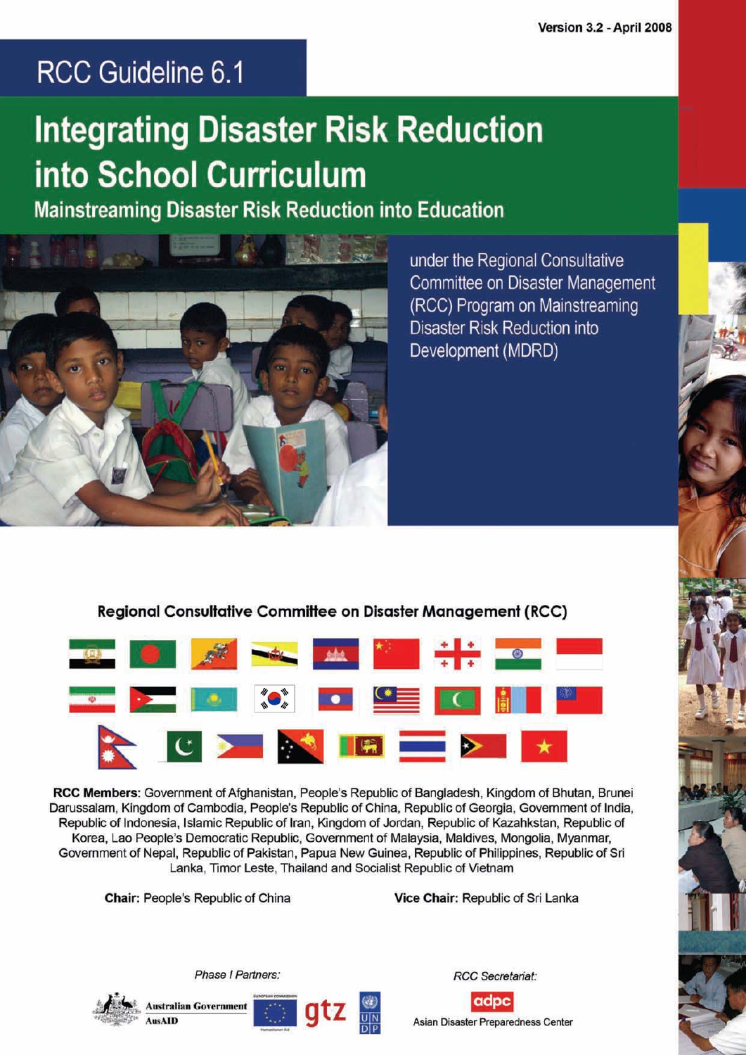Version 3.2 - April 2008

RCC Guideline 6.1

# Integrating Disaster Risk Reduction into School Curriculum

## Mainstreaming Disaster Risk Reduction into Education

under the Regional Consultative Committee on Disaster Management (RCC) Program on Mainstreaming Disaster Risk Reduction into Development (MDRD)

### Regional Consultative Committee on Disaster Management (RCC)

**RCC Members**: Government of Afghanistan, People's Republic of Bangladesh, Kingdom of Bhutan, Brunei Darussalam, Kingdom of Cambodia, People's Republic of China, Republic of Georgia, Government of India, Republic of Indonesia, Islamic Republic of Iran, Kingdom of Jordan, Republic of Kazahkstan, Republic of Korea, Lao People's Democratic Republic, Government of Malaysia, Maldives, Mongolia, Myanmar, Government of Nepal, Republic of Pakistan, Papua New Guinea, Republic of Philippines, Republic of Sri Lanka, Timor Leste, Thailand and Socialist Republic of Vietnam

**Chair**: People's Republic of China

**Vice Chair**: Republic of Sri Lanka

*Phase I Partners:*

Australian Government AusAID

European Commission Humanitarian Aid

gtz

UNDP

*RCC Secretariat:*

adpc

Asian Disaster Preparedness Center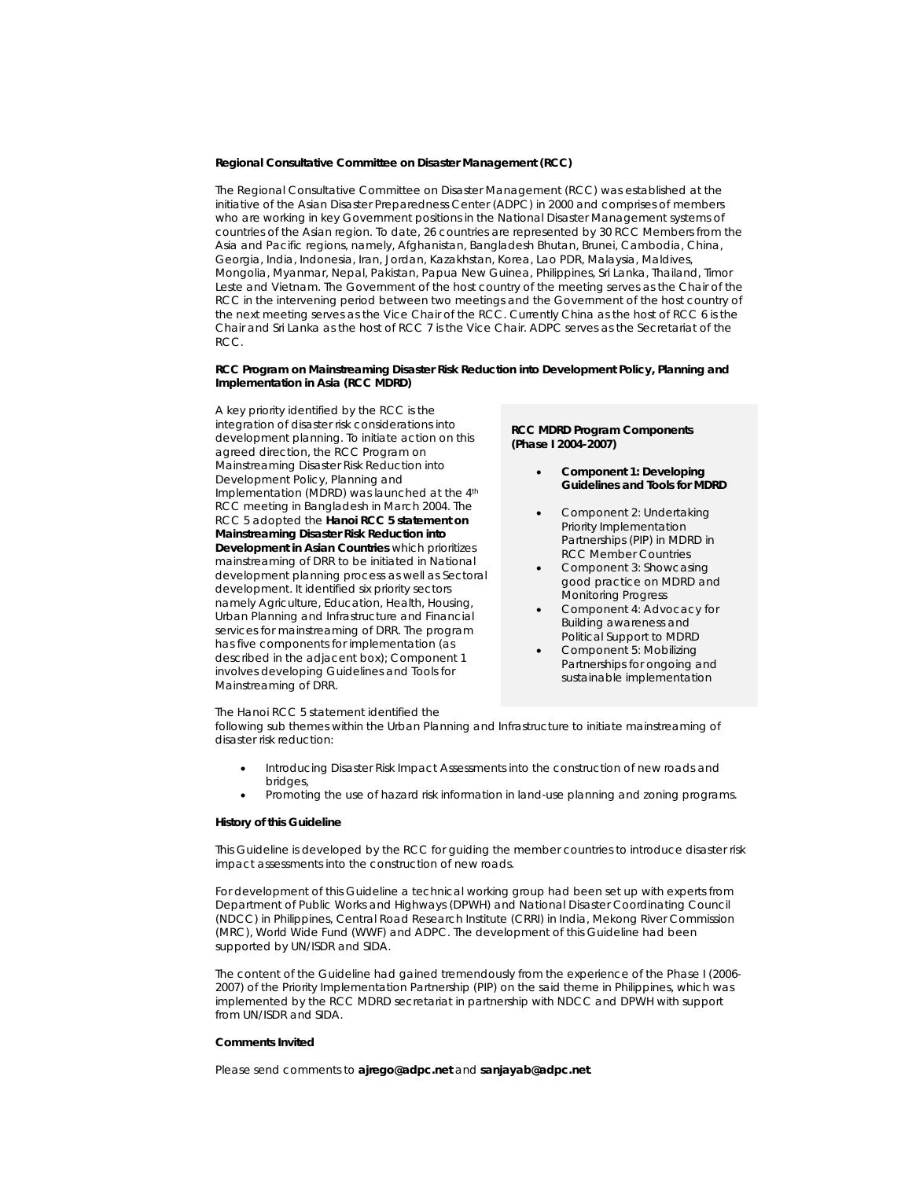**Regional Consultative Committee on Disaster Management (RCC)**

The Regional Consultative Committee on Disaster Management (RCC) was established at the initiative of the Asian Disaster Preparedness Center (ADPC) in 2000 and comprises of members who are working in key Government positions in the National Disaster Management systems of countries of the Asian region. To date, 26 countries are represented by 30 RCC Members from the Asia and Pacific regions, namely, Afghanistan, Bangladesh Bhutan, Brunei, Cambodia, China, Georgia, India, Indonesia, Iran, Jordan, Kazakhstan, Korea, Lao PDR, Malaysia, Maldives, Mongolia, Myanmar, Nepal, Pakistan, Papua New Guinea, Philippines, Sri Lanka, Thailand, Timor Leste and Vietnam. The Government of the host country of the meeting serves as the Chair of the RCC in the intervening period between two meetings and the Government of the host country of the next meeting serves as the Vice Chair of the RCC. Currently China as the host of RCC 6 is the Chair and Sri Lanka as the host of RCC 7 is the Vice Chair. ADPC serves as the Secretariat of the RCC.

**RCC Program on Mainstreaming Disaster Risk Reduction into Development Policy, Planning and Implementation in Asia (RCC MDRD)**

A key priority identified by the RCC is the integration of disaster risk considerations into development planning. To initiate action on this agreed direction, the RCC Program on Mainstreaming Disaster Risk Reduction into Development Policy, Planning and Implementation (MDRD) was launched at the 4th RCC meeting in Bangladesh in March 2004. The RCC 5 adopted the **Hanoi RCC 5 statement on Mainstreaming Disaster Risk Reduction into Development in Asian Countries** which prioritizes mainstreaming of DRR to be initiated in National development planning process as well as Sectoral development. It identified six priority sectors namely Agriculture, Education, Health, Housing, Urban Planning and Infrastructure and Financial services for mainstreaming of DRR. The program has five components for implementation (as described in the adjacent box); Component 1 involves developing Guidelines and Tools for Mainstreaming of DRR.

**RCC MDRD Program Components (Phase I 2004-2007)**

- **Component 1: Developing Guidelines and Tools for MDRD**
- Component 2: Undertaking Priority Implementation Partnerships (PIP) in MDRD in RCC Member Countries
- Component 3: Showcasing good practice on MDRD and Monitoring Progress
- Component 4: Advocacy for Building awareness and Political Support to MDRD
- Component 5: Mobilizing Partnerships for ongoing and sustainable implementation

The Hanoi RCC 5 statement identified the following sub themes within the Urban Planning and Infrastructure to initiate mainstreaming of disaster risk reduction:

- Introducing Disaster Risk Impact Assessments into the construction of new roads and bridges,
- Promoting the use of hazard risk information in land-use planning and zoning programs.

**History of this Guideline**

This Guideline is developed by the RCC for guiding the member countries to introduce disaster risk impact assessments into the construction of new roads.

For development of this Guideline a technical working group had been set up with experts from Department of Public Works and Highways (DPWH) and National Disaster Coordinating Council (NDCC) in Philippines, Central Road Research Institute (CRRI) in India, Mekong River Commission (MRC), World Wide Fund (WWF) and ADPC. The development of this Guideline had been supported by UN/ISDR and SIDA.

The content of the Guideline had gained tremendously from the experience of the Phase I (2006-2007) of the Priority Implementation Partnership (PIP) on the said theme in Philippines, which was implemented by the RCC MDRD secretariat in partnership with NDCC and DPWH with support from UN/ISDR and SIDA.

**Comments Invited**

Please send comments to **ajrego@adpc.net** and **sanjayab@adpc.net**.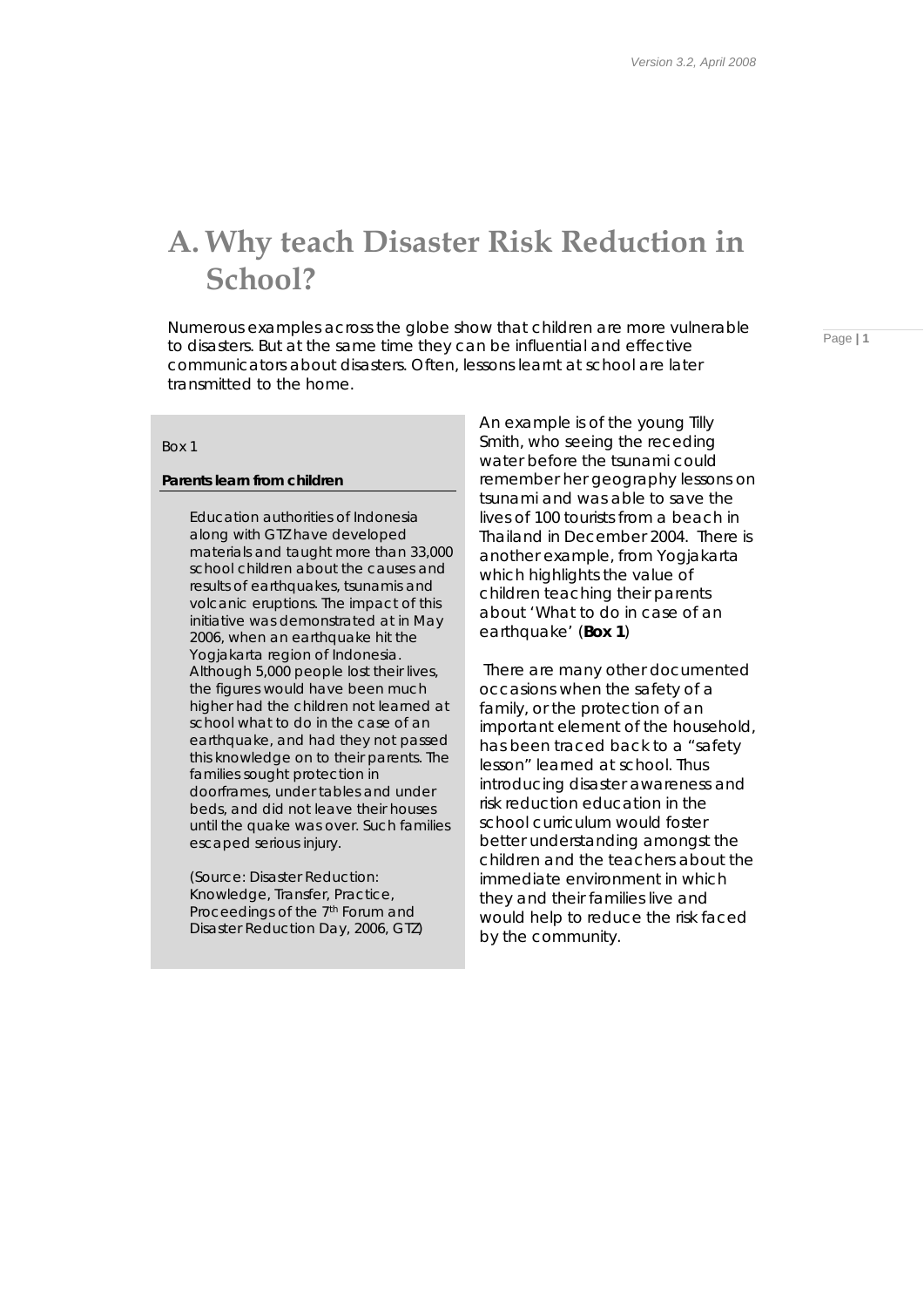# A. Why teach Disaster Risk Reduction in School?

Numerous examples across the globe show that children are more vulnerable to disasters. But at the same time they can be influential and effective communicators about disasters. Often, lessons learnt at school are later transmitted to the home.

An example is of the young Tilly Smith, who seeing the receding water before the tsunami could remember her geography lessons on tsunami and was able to save the lives of 100 tourists from a beach in Thailand in December 2004. There is another example, from Yogjakarta which highlights the value of children teaching their parents about 'What to do in case of an earthquake' (**Box 1**)

There are many other documented occasions when the safety of a family, or the protection of an important element of the household, has been traced back to a "safety lesson" learned at school. Thus introducing disaster awareness and risk reduction education in the school curriculum would foster better understanding amongst the children and the teachers about the immediate environment in which they and their families live and would help to reduce the risk faced by the community.

> Box 1
>
> **Parents learn from children**
>
> Education authorities of Indonesia along with GTZ have developed materials and taught more than 33,000 school children about the causes and results of earthquakes, tsunamis and volcanic eruptions. The impact of this initiative was demonstrated at in May 2006, when an earthquake hit the Yogjakarta region of Indonesia. Although 5,000 people lost their lives, the figures would have been much higher had the children not learned at school what to do in the case of an earthquake, and had they not passed this knowledge on to their parents. The families sought protection in doorframes, under tables and under beds, and did not leave their houses until the quake was over. Such families escaped serious injury.
>
> (Source: Disaster Reduction: Knowledge, Transfer, Practice, Proceedings of the 7th Forum and Disaster Reduction Day, 2006, GTZ)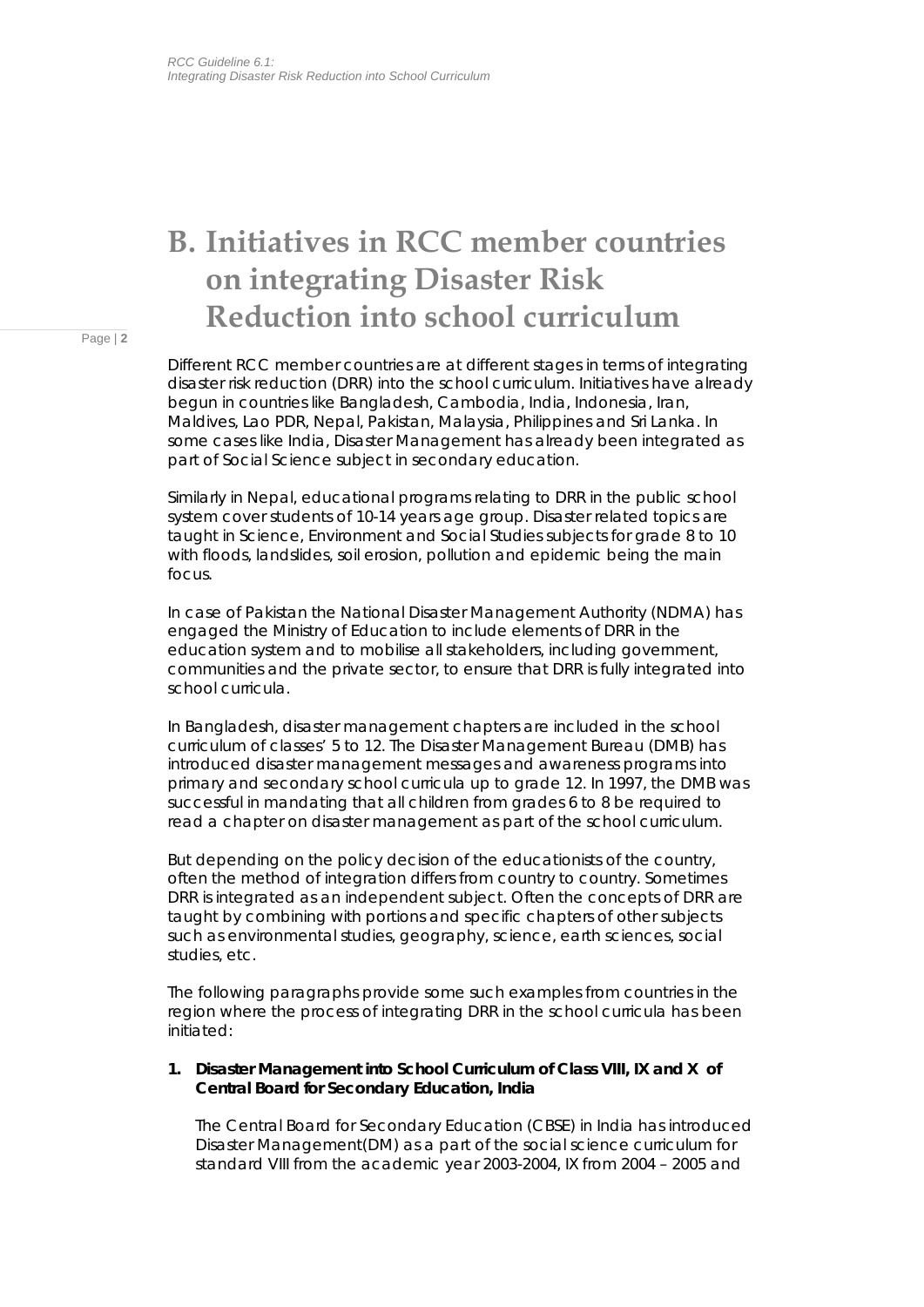# B. Initiatives in RCC member countries on integrating Disaster Risk Reduction into school curriculum

Different RCC member countries are at different stages in terms of integrating disaster risk reduction (DRR) into the school curriculum. Initiatives have already begun in countries like Bangladesh, Cambodia, India, Indonesia, Iran, Maldives, Lao PDR, Nepal, Pakistan, Malaysia, Philippines and Sri Lanka. In some cases like India, Disaster Management has already been integrated as part of Social Science subject in secondary education.

Similarly in Nepal, educational programs relating to DRR in the public school system cover students of 10-14 years age group. Disaster related topics are taught in Science, Environment and Social Studies subjects for grade 8 to 10 with floods, landslides, soil erosion, pollution and epidemic being the main focus.

In case of Pakistan the National Disaster Management Authority (NDMA) has engaged the Ministry of Education to include elements of DRR in the education system and to mobilise all stakeholders, including government, communities and the private sector, to ensure that DRR is fully integrated into school curricula.

In Bangladesh, disaster management chapters are included in the school curriculum of classes' 5 to 12. The Disaster Management Bureau (DMB) has introduced disaster management messages and awareness programs into primary and secondary school curricula up to grade 12. In 1997, the DMB was successful in mandating that all children from grades 6 to 8 be required to read a chapter on disaster management as part of the school curriculum.

But depending on the policy decision of the educationists of the country, often the method of integration differs from country to country. Sometimes DRR is integrated as an independent subject. Often the concepts of DRR are taught by combining with portions and specific chapters of other subjects such as environmental studies, geography, science, earth sciences, social studies, etc.

The following paragraphs provide some such examples from countries in the region where the process of integrating DRR in the school curricula has been initiated:

1. **Disaster Management into School Curriculum of Class VIII, IX and X of Central Board for Secondary Education, India**

   The Central Board for Secondary Education (CBSE) in India has introduced Disaster Management(DM) as a part of the social science curriculum for standard VIII from the academic year 2003-2004, IX from 2004 – 2005 and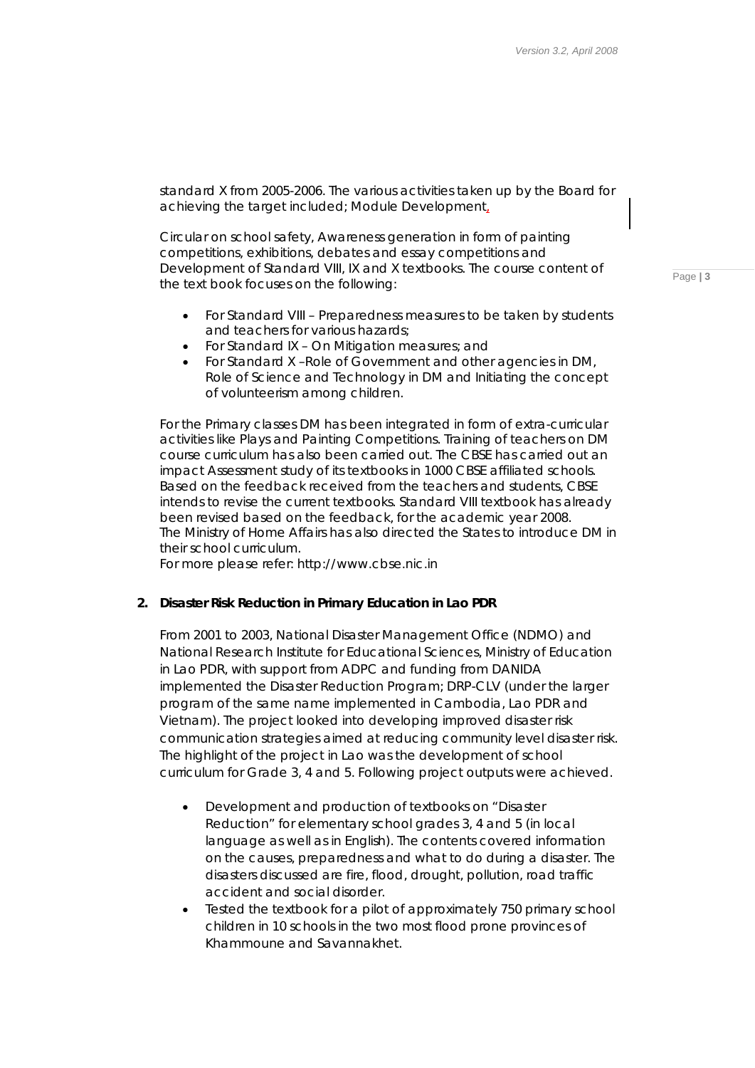standard X from 2005-2006. The various activities taken up by the Board for achieving the target included; Module Development,

Circular on school safety, Awareness generation in form of painting competitions, exhibitions, debates and essay competitions and Development of Standard VIII, IX and X textbooks. The course content of the text book focuses on the following:

- For Standard VIII – Preparedness measures to be taken by students and teachers for various hazards;
- For Standard IX – On Mitigation measures; and
- For Standard X –Role of Government and other agencies in DM, Role of Science and Technology in DM and Initiating the concept of volunteerism among children.

For the Primary classes DM has been integrated in form of extra-curricular activities like Plays and Painting Competitions. Training of teachers on DM course curriculum has also been carried out. The CBSE has carried out an impact Assessment study of its textbooks in 1000 CBSE affiliated schools. Based on the feedback received from the teachers and students, CBSE intends to revise the current textbooks. Standard VIII textbook has already been revised based on the feedback, for the academic year 2008.
The Ministry of Home Affairs has also directed the States to introduce DM in their school curriculum.
For more please refer: http://www.cbse.nic.in

**2. Disaster Risk Reduction in Primary Education in Lao PDR**

From 2001 to 2003, National Disaster Management Office (NDMO) and National Research Institute for Educational Sciences, Ministry of Education in Lao PDR, with support from ADPC and funding from DANIDA implemented the Disaster Reduction Program; DRP-CLV (under the larger program of the same name implemented in Cambodia, Lao PDR and Vietnam). The project looked into developing improved disaster risk communication strategies aimed at reducing community level disaster risk. The highlight of the project in Lao was the development of school curriculum for Grade 3, 4 and 5. Following project outputs were achieved.

- Development and production of textbooks on "Disaster Reduction" for elementary school grades 3, 4 and 5 (in local language as well as in English). The contents covered information on the causes, preparedness and what to do during a disaster. The disasters discussed are fire, flood, drought, pollution, road traffic accident and social disorder.
- Tested the textbook for a pilot of approximately 750 primary school children in 10 schools in the two most flood prone provinces of Khammoune and Savannakhet.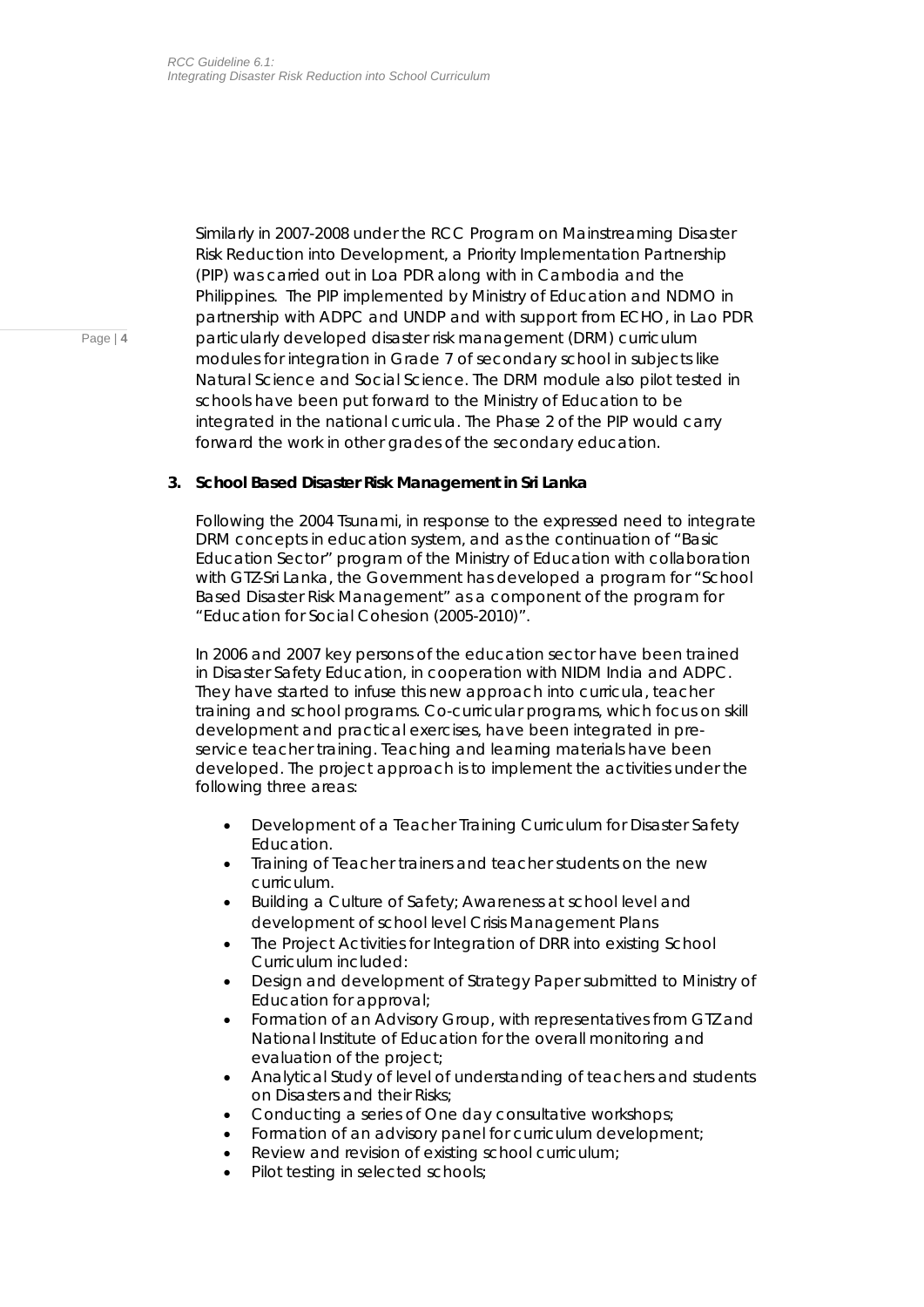Similarly in 2007-2008 under the RCC Program on Mainstreaming Disaster Risk Reduction into Development, a Priority Implementation Partnership (PIP) was carried out in Loa PDR along with in Cambodia and the Philippines. The PIP implemented by Ministry of Education and NDMO in partnership with ADPC and UNDP and with support from ECHO, in Lao PDR particularly developed disaster risk management (DRM) curriculum modules for integration in Grade 7 of secondary school in subjects like Natural Science and Social Science. The DRM module also pilot tested in schools have been put forward to the Ministry of Education to be integrated in the national curricula. The Phase 2 of the PIP would carry forward the work in other grades of the secondary education.

### 3. School Based Disaster Risk Management in Sri Lanka

Following the 2004 Tsunami, in response to the expressed need to integrate DRM concepts in education system, and as the continuation of "Basic Education Sector" program of the Ministry of Education with collaboration with GTZ-Sri Lanka, the Government has developed a program for "School Based Disaster Risk Management" as a component of the program for "Education for Social Cohesion (2005-2010)".

In 2006 and 2007 key persons of the education sector have been trained in Disaster Safety Education, in cooperation with NIDM India and ADPC. They have started to infuse this new approach into curricula, teacher training and school programs. Co-curricular programs, which focus on skill development and practical exercises, have been integrated in pre-service teacher training. Teaching and learning materials have been developed. The project approach is to implement the activities under the following three areas:

- Development of a Teacher Training Curriculum for Disaster Safety Education.
- Training of Teacher trainers and teacher students on the new curriculum.
- Building a Culture of Safety; Awareness at school level and development of school level Crisis Management Plans
- The Project Activities for Integration of DRR into existing School Curriculum included:
- Design and development of Strategy Paper submitted to Ministry of Education for approval;
- Formation of an Advisory Group, with representatives from GTZ and National Institute of Education for the overall monitoring and evaluation of the project;
- Analytical Study of level of understanding of teachers and students on Disasters and their Risks;
- Conducting a series of One day consultative workshops;
- Formation of an advisory panel for curriculum development;
- Review and revision of existing school curriculum;
- Pilot testing in selected schools;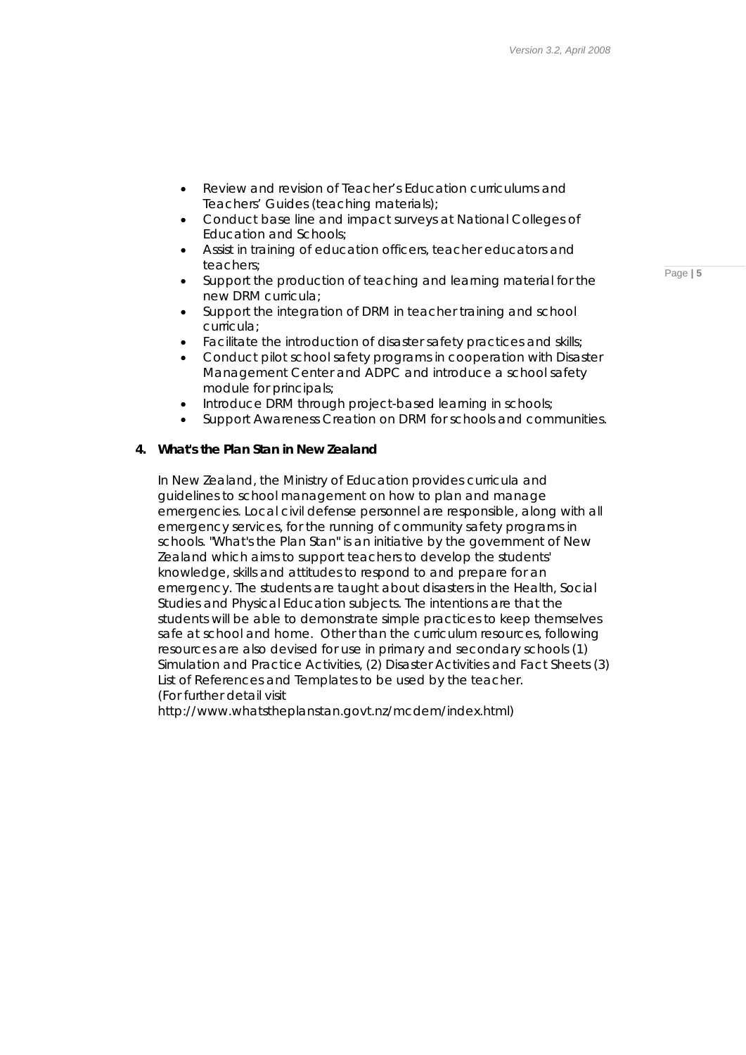- Review and revision of Teacher's Education curriculums and Teachers' Guides (teaching materials);
- Conduct base line and impact surveys at National Colleges of Education and Schools;
- Assist in training of education officers, teacher educators and teachers;
- Support the production of teaching and learning material for the new DRM curricula;
- Support the integration of DRM in teacher training and school curricula;
- Facilitate the introduction of disaster safety practices and skills;
- Conduct pilot school safety programs in cooperation with Disaster Management Center and ADPC and introduce a school safety module for principals;
- Introduce DRM through project-based learning in schools;
- Support Awareness Creation on DRM for schools and communities.

**4. What's the Plan Stan in New Zealand**

In New Zealand, the Ministry of Education provides curricula and guidelines to school management on how to plan and manage emergencies. Local civil defense personnel are responsible, along with all emergency services, for the running of community safety programs in schools. "What's the Plan Stan" is an initiative by the government of New Zealand which aims to support teachers to develop the students' knowledge, skills and attitudes to respond to and prepare for an emergency. The students are taught about disasters in the Health, Social Studies and Physical Education subjects. The intentions are that the students will be able to demonstrate simple practices to keep themselves safe at school and home. Other than the curriculum resources, following resources are also devised for use in primary and secondary schools (1) Simulation and Practice Activities, (2) Disaster Activities and Fact Sheets (3) List of References and Templates to be used by the teacher.
(For further detail visit
http://www.whatstheplanstan.govt.nz/mcdem/index.html)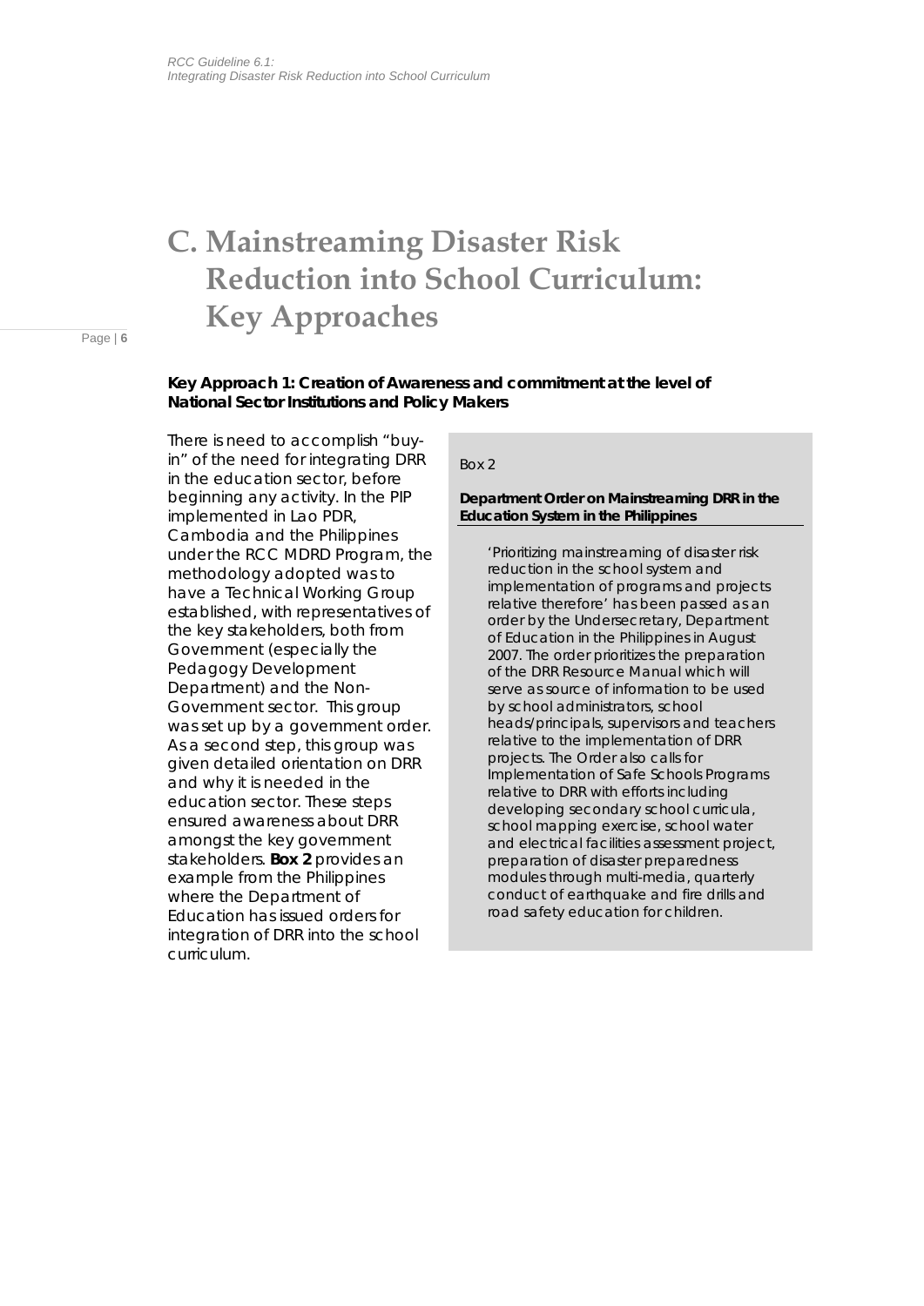# C. Mainstreaming Disaster Risk Reduction into School Curriculum: Key Approaches

**Key Approach 1: Creation of Awareness and commitment at the level of National Sector Institutions and Policy Makers**

There is need to accomplish "buy-in" of the need for integrating DRR in the education sector, before beginning any activity. In the PIP implemented in Lao PDR, Cambodia and the Philippines under the RCC MDRD Program, the methodology adopted was to have a Technical Working Group established, with representatives of the key stakeholders, both from Government (especially the Pedagogy Development Department) and the Non-Government sector. This group was set up by a government order. As a second step, this group was given detailed orientation on DRR and why it is needed in the education sector. These steps ensured awareness about DRR amongst the key government stakeholders. **Box 2** provides an example from the Philippines where the Department of Education has issued orders for integration of DRR into the school curriculum.

> *Box 2*
>
> **Department Order on Mainstreaming DRR in the Education System in the Philippines**
>
> *'Prioritizing mainstreaming of disaster risk reduction in the school system and implementation of programs and projects relative therefore' has been passed as an order by the Undersecretary, Department of Education in the Philippines in August 2007. The order prioritizes the preparation of the DRR Resource Manual which will serve as source of information to be used by school administrators, school heads/principals, supervisors and teachers relative to the implementation of DRR projects. The Order also calls for Implementation of Safe Schools Programs relative to DRR with efforts including developing secondary school curricula, school mapping exercise, school water and electrical facilities assessment project, preparation of disaster preparedness modules through multi-media, quarterly conduct of earthquake and fire drills and road safety education for children.*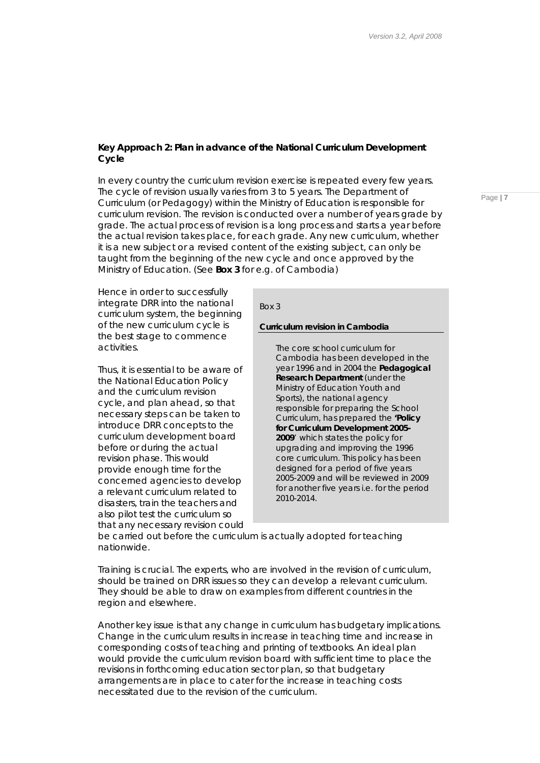**Key Approach 2: Plan in advance of the National Curriculum Development Cycle**

In every country the curriculum revision exercise is repeated every few years. The cycle of revision usually varies from 3 to 5 years. The Department of Curriculum (or Pedagogy) within the Ministry of Education is responsible for curriculum revision. The revision is conducted over a number of years grade by grade. The actual process of revision is a long process and starts a year before the actual revision takes place, for each grade. Any new curriculum, whether it is a new subject or a revised content of the existing subject, can only be taught from the beginning of the new cycle and once approved by the Ministry of Education. (See **Box 3** for e.g. of Cambodia)

Hence in order to successfully integrate DRR into the national curriculum system, the beginning of the new curriculum cycle is the best stage to commence activities.

Thus, it is essential to be aware of the National Education Policy and the curriculum revision cycle, and plan ahead, so that necessary steps can be taken to introduce DRR concepts to the curriculum development board before or during the actual revision phase. This would provide enough time for the concerned agencies to develop a relevant curriculum related to disasters, train the teachers and also pilot test the curriculum so that any necessary revision could be carried out before the curriculum is actually adopted for teaching nationwide.

> Box 3
>
> **Curriculum revision in Cambodia**
>
> The core school curriculum for Cambodia has been developed in the year 1996 and in 2004 the **Pedagogical Research Department** (under the Ministry of Education Youth and Sports), the national agency responsible for preparing the School Curriculum, has prepared the **'Policy for Curriculum Development 2005-2009**' which states the policy for upgrading and improving the 1996 core curriculum. This policy has been designed for a period of five years 2005-2009 and will be reviewed in 2009 for another five years i.e. for the period 2010-2014.

Training is crucial. The experts, who are involved in the revision of curriculum, should be trained on DRR issues so they can develop a relevant curriculum. They should be able to draw on examples from different countries in the region and elsewhere.

Another key issue is that any change in curriculum has budgetary implications. Change in the curriculum results in increase in teaching time and increase in corresponding costs of teaching and printing of textbooks. An ideal plan would provide the curriculum revision board with sufficient time to place the revisions in forthcoming education sector plan, so that budgetary arrangements are in place to cater for the increase in teaching costs necessitated due to the revision of the curriculum.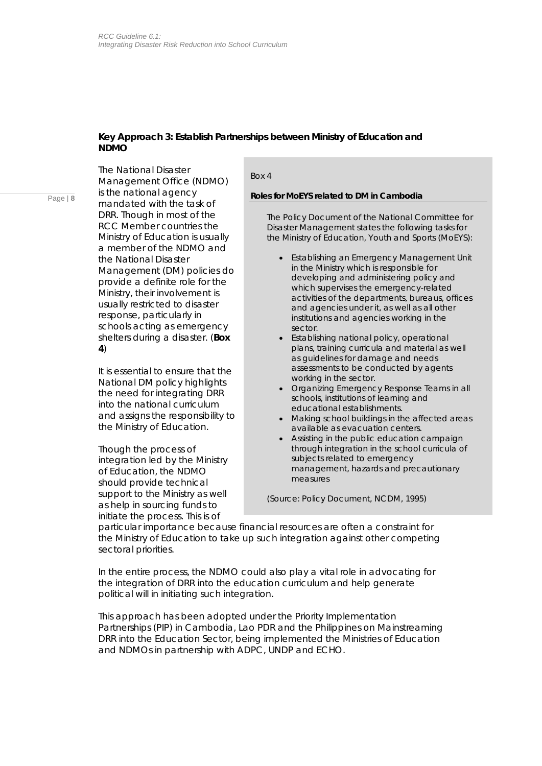### Key Approach 3: Establish Partnerships between Ministry of Education and NDMO

The National Disaster Management Office (NDMO) is the national agency mandated with the task of DRR. Though in most of the RCC Member countries the Ministry of Education is usually a member of the NDMO and the National Disaster Management (DM) policies do provide a definite role for the Ministry, their involvement is usually restricted to disaster response, particularly in schools acting as emergency shelters during a disaster. (**Box 4**)

It is essential to ensure that the National DM policy highlights the need for integrating DRR into the national curriculum and assigns the responsibility to the Ministry of Education.

Though the process of integration led by the Ministry of Education, the NDMO should provide technical support to the Ministry as well as help in sourcing funds to initiate the process. This is of particular importance because financial resources are often a constraint for the Ministry of Education to take up such integration against other competing sectoral priorities.

In the entire process, the NDMO could also play a vital role in advocating for the integration of DRR into the education curriculum and help generate political will in initiating such integration.

This approach has been adopted under the Priority Implementation Partnerships (PIP) in Cambodia, Lao PDR and the Philippines on Mainstreaming DRR into the Education Sector, being implemented the Ministries of Education and NDMOs in partnership with ADPC, UNDP and ECHO.

> *Box 4*
>
> **Roles for MoEYS related to DM in Cambodia**
>
> The Policy Document of the National Committee for Disaster Management states the following tasks for the Ministry of Education, Youth and Sports (MoEYS):
>
> - Establishing an Emergency Management Unit in the Ministry which is responsible for developing and administering policy and which supervises the emergency-related activities of the departments, bureaus, offices and agencies under it, as well as all other institutions and agencies working in the sector.
> - Establishing national policy, operational plans, training curricula and material as well as guidelines for damage and needs assessments to be conducted by agents working in the sector.
> - Organizing Emergency Response Teams in all schools, institutions of learning and educational establishments.
> - Making school buildings in the affected areas available as evacuation centers.
> - Assisting in the public education campaign through integration in the school curricula of subjects related to emergency management, hazards and precautionary measures
>
> (Source: Policy Document, NCDM, 1995)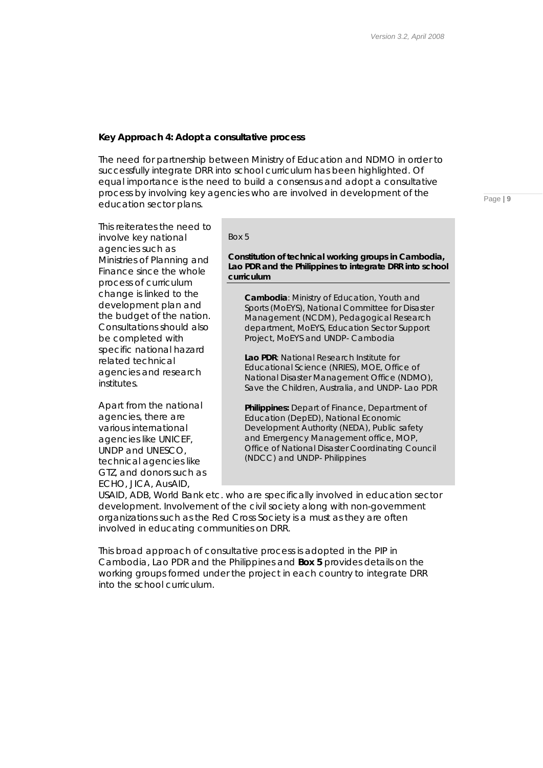**Key Approach 4: Adopt a consultative process**

The need for partnership between Ministry of Education and NDMO in order to successfully integrate DRR into school curriculum has been highlighted. Of equal importance is the need to build a consensus and adopt a consultative process by involving key agencies who are involved in development of the education sector plans.

This reiterates the need to involve key national agencies such as Ministries of Planning and Finance since the whole process of curriculum change is linked to the development plan and the budget of the nation. Consultations should also be completed with specific national hazard related technical agencies and research institutes.

Apart from the national agencies, there are various international agencies like UNICEF, UNDP and UNESCO, technical agencies like GTZ, and donors such as ECHO, JICA, AusAID, USAID, ADB, World Bank etc. who are specifically involved in education sector development. Involvement of the civil society along with non-government organizations such as the Red Cross Society is a must as they are often involved in educating communities on DRR.

This broad approach of consultative process is adopted in the PIP in Cambodia, Lao PDR and the Philippines and **Box 5** provides details on the working groups formed under the project in each country to integrate DRR into the school curriculum.

> *Box 5*
>
> **Constitution of technical working groups in Cambodia, Lao PDR and the Philippines to integrate DRR into school curriculum**
>
> **Cambodia**: Ministry of Education, Youth and Sports (MoEYS), National Committee for Disaster Management (NCDM), Pedagogical Research department, MoEYS, Education Sector Support Project, MoEYS and UNDP- Cambodia
>
> **Lao PDR**: National Research Institute for Educational Science (NRIES), MOE, Office of National Disaster Management Office (NDMO), Save the Children, Australia, and UNDP- Lao PDR
>
> **Philippines:** Depart of Finance, Department of Education (DepED), National Economic Development Authority (NEDA), Public safety and Emergency Management office, MOP, Office of National Disaster Coordinating Council (NDCC) and UNDP- Philippines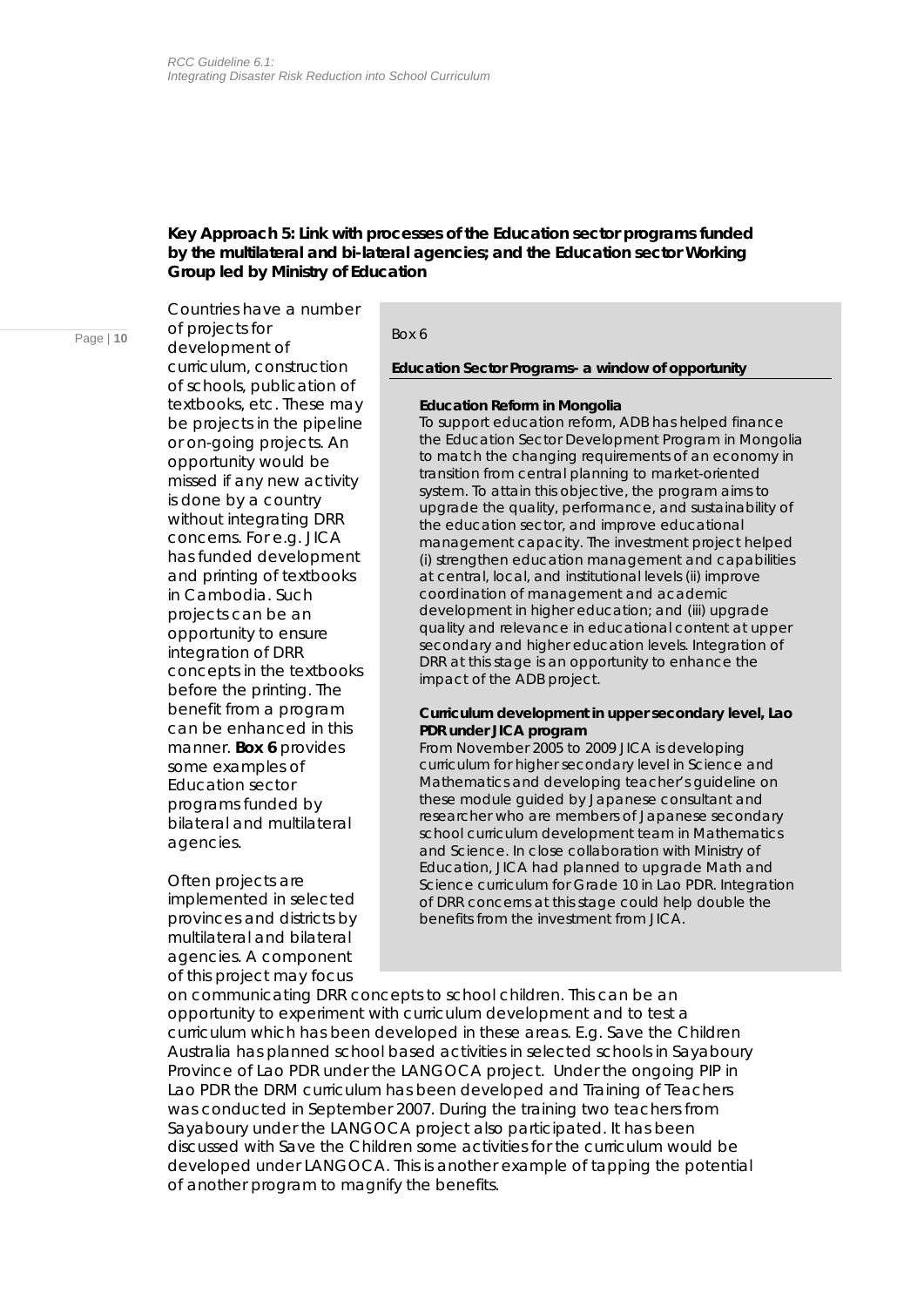**Key Approach 5: Link with processes of the Education sector programs funded by the multilateral and bi-lateral agencies; and the Education sector Working Group led by Ministry of Education**

Countries have a number of projects for development of curriculum, construction of schools, publication of textbooks, etc. These may be projects in the pipeline or on-going projects. An opportunity would be missed if any new activity is done by a country without integrating DRR concerns. For e.g. JICA has funded development and printing of textbooks in Cambodia. Such projects can be an opportunity to ensure integration of DRR concepts in the textbooks before the printing. The benefit from a program can be enhanced in this manner. **Box 6** provides some examples of Education sector programs funded by bilateral and multilateral agencies.

> Box 6
>
> **Education Sector Programs- a window of opportunity**
>
> **Education Reform in Mongolia**
>
> To support education reform, ADB has helped finance the Education Sector Development Program in Mongolia to match the changing requirements of an economy in transition from central planning to market-oriented system. To attain this objective, the program aims to upgrade the quality, performance, and sustainability of the education sector, and improve educational management capacity. The investment project helped (i) strengthen education management and capabilities at central, local, and institutional levels (ii) improve coordination of management and academic development in higher education; and (iii) upgrade quality and relevance in educational content at upper secondary and higher education levels. Integration of DRR at this stage is an opportunity to enhance the impact of the ADB project.
>
> **Curriculum development in upper secondary level, Lao PDR under JICA program**
>
> From November 2005 to 2009 JICA is developing curriculum for higher secondary level in Science and Mathematics and developing teacher's guideline on these module guided by Japanese consultant and researcher who are members of Japanese secondary school curriculum development team in Mathematics and Science. In close collaboration with Ministry of Education, JICA had planned to upgrade Math and Science curriculum for Grade 10 in Lao PDR. Integration of DRR concerns at this stage could help double the benefits from the investment from JICA.

Often projects are implemented in selected provinces and districts by multilateral and bilateral agencies. A component of this project may focus on communicating DRR concepts to school children. This can be an opportunity to experiment with curriculum development and to test a curriculum which has been developed in these areas. E.g. Save the Children Australia has planned school based activities in selected schools in Sayaboury Province of Lao PDR under the LANGOCA project. Under the ongoing PIP in Lao PDR the DRM curriculum has been developed and Training of Teachers was conducted in September 2007. During the training two teachers from Sayaboury under the LANGOCA project also participated. It has been discussed with Save the Children some activities for the curriculum would be developed under LANGOCA. This is another example of tapping the potential of another program to magnify the benefits.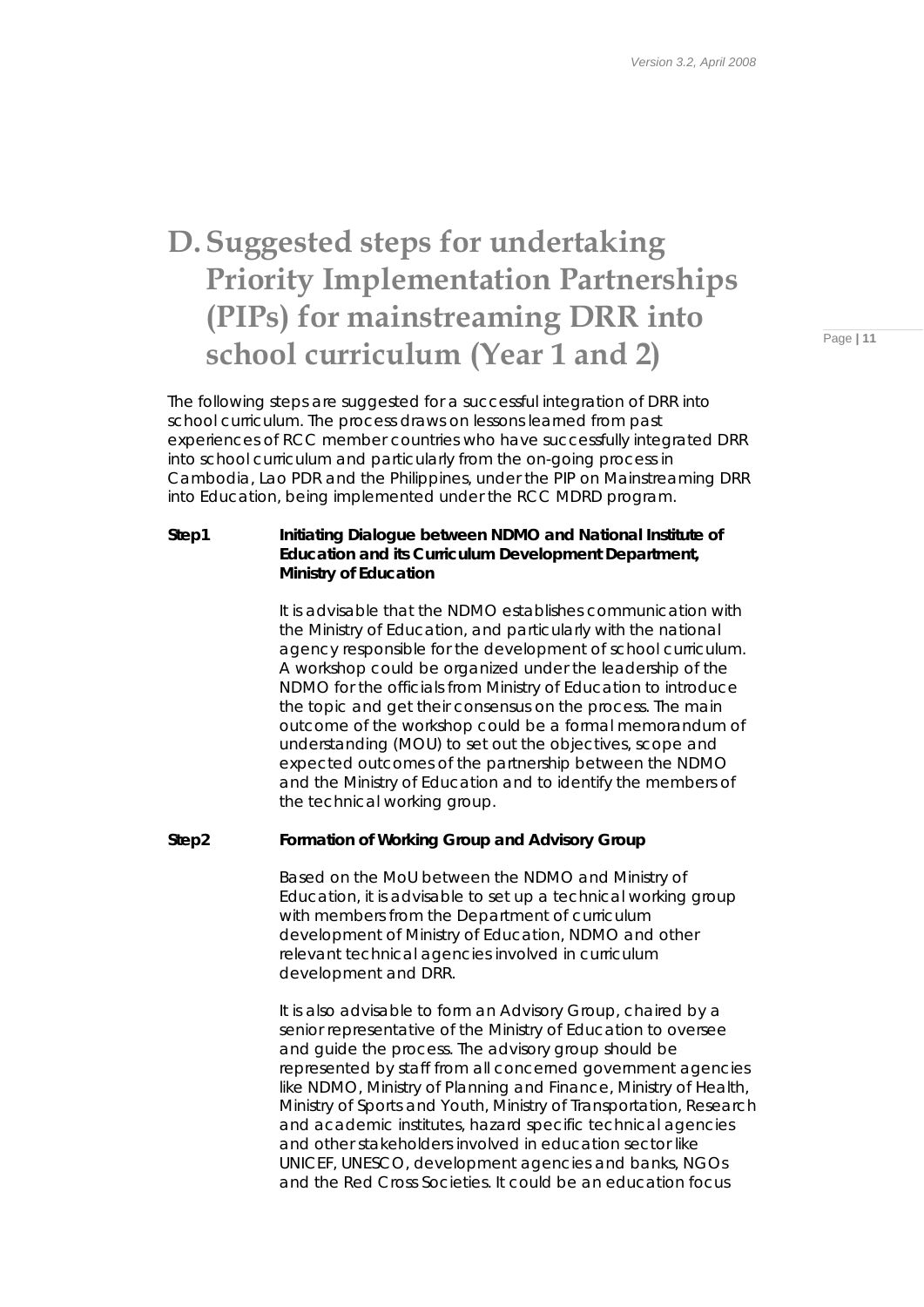# D. Suggested steps for undertaking Priority Implementation Partnerships (PIPs) for mainstreaming DRR into school curriculum (Year 1 and 2)

The following steps are suggested for a successful integration of DRR into school curriculum. The process draws on lessons learned from past experiences of RCC member countries who have successfully integrated DRR into school curriculum and particularly from the on-going process in Cambodia, Lao PDR and the Philippines, under the PIP on Mainstreaming DRR into Education, being implemented under the RCC MDRD program.

**Step1 Initiating Dialogue between NDMO and National Institute of Education and its Curriculum Development Department, Ministry of Education**

It is advisable that the NDMO establishes communication with the Ministry of Education, and particularly with the national agency responsible for the development of school curriculum. A workshop could be organized under the leadership of the NDMO for the officials from Ministry of Education to introduce the topic and get their consensus on the process. The main outcome of the workshop could be a formal memorandum of understanding (MOU) to set out the objectives, scope and expected outcomes of the partnership between the NDMO and the Ministry of Education and to identify the members of the technical working group.

**Step2 Formation of Working Group and Advisory Group**

Based on the MoU between the NDMO and Ministry of Education, it is advisable to set up a technical working group with members from the Department of curriculum development of Ministry of Education, NDMO and other relevant technical agencies involved in curriculum development and DRR.

It is also advisable to form an Advisory Group, chaired by a senior representative of the Ministry of Education to oversee and guide the process. The advisory group should be represented by staff from all concerned government agencies like NDMO, Ministry of Planning and Finance, Ministry of Health, Ministry of Sports and Youth, Ministry of Transportation, Research and academic institutes, hazard specific technical agencies and other stakeholders involved in education sector like UNICEF, UNESCO, development agencies and banks, NGOs and the Red Cross Societies. It could be an education focus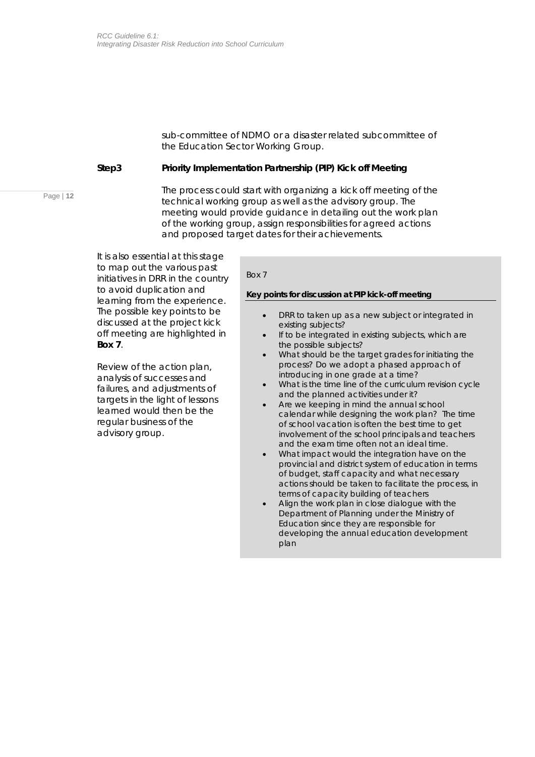sub-committee of NDMO or a disaster related subcommittee of the Education Sector Working Group.

**Step3 Priority Implementation Partnership (PIP) Kick off Meeting**

The process could start with organizing a kick off meeting of the technical working group as well as the advisory group. The meeting would provide guidance in detailing out the work plan of the working group, assign responsibilities for agreed actions and proposed target dates for their achievements.

It is also essential at this stage to map out the various past initiatives in DRR in the country to avoid duplication and learning from the experience. The possible key points to be discussed at the project kick off meeting are highlighted in **Box 7**.

Review of the action plan, analysis of successes and failures, and adjustments of targets in the light of lessons learned would then be the regular business of the advisory group.

> Box 7
>
> **Key points for discussion at PIP kick-off meeting**
>
> - DRR to taken up as a new subject or integrated in existing subjects?
> - If to be integrated in existing subjects, which are the possible subjects?
> - What should be the target grades for initiating the process? Do we adopt a phased approach of introducing in one grade at a time?
> - What is the time line of the curriculum revision cycle and the planned activities under it?
> - Are we keeping in mind the annual school calendar while designing the work plan? The time of school vacation is often the best time to get involvement of the school principals and teachers and the exam time often not an ideal time.
> - What impact would the integration have on the provincial and district system of education in terms of budget, staff capacity and what necessary actions should be taken to facilitate the process, in terms of capacity building of teachers
> - Align the work plan in close dialogue with the Department of Planning under the Ministry of Education since they are responsible for developing the annual education development plan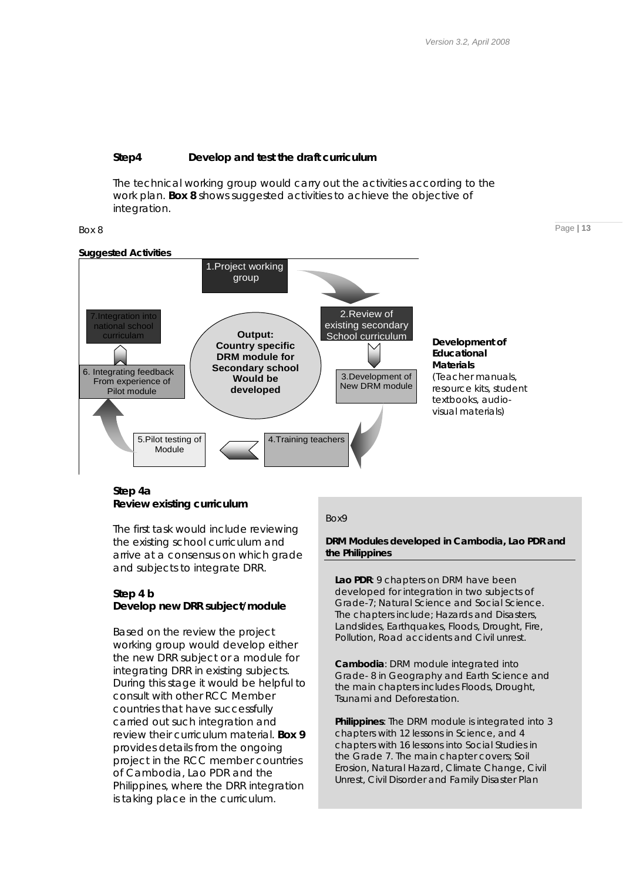**Step4 Develop and test the draft curriculum**

The technical working group would carry out the activities according to the work plan. **Box 8** shows suggested activities to achieve the objective of integration.

Box 8

**Suggested Activities**

1. Project working group
2. Review of existing secondary School curriculum
3. Development of New DRM module
4. Training teachers
5. Pilot testing of Module
6. Integrating feedback From experience of Pilot module
7. Integration into national school curriculam

**Output: Country specific DRM module for Secondary school Would be developed**

**Development of Educational Materials**
(Teacher manuals, resource kits, student textbooks, audio-visual materials)

**Step 4a**
**Review existing curriculum**

The first task would include reviewing the existing school curriculum and arrive at a consensus on which grade and subjects to integrate DRR.

**Step 4 b**
**Develop new DRR subject/module**

Based on the review the project working group would develop either the new DRR subject or a module for integrating DRR in existing subjects. During this stage it would be helpful to consult with other RCC Member countries that have successfully carried out such integration and review their curriculum material. **Box 9** provides details from the ongoing project in the RCC member countries of Cambodia, Lao PDR and the Philippines, where the DRR integration is taking place in the curriculum.

Box9

**DRM Modules developed in Cambodia, Lao PDR and the Philippines**

**Lao PDR**: 9 chapters on DRM have been developed for integration in two subjects of Grade-7; Natural Science and Social Science. The chapters include; Hazards and Disasters, Landslides, Earthquakes, Floods, Drought, Fire, Pollution, Road accidents and Civil unrest.

**Cambodia**: DRM module integrated into Grade- 8 in Geography and Earth Science and the main chapters includes Floods, Drought, Tsunami and Deforestation.

**Philippines**: The DRM module is integrated into 3 chapters with 12 lessons in Science, and 4 chapters with 16 lessons into Social Studies in the Grade 7. The main chapter covers; Soil Erosion, Natural Hazard, Climate Change, Civil Unrest, Civil Disorder and Family Disaster Plan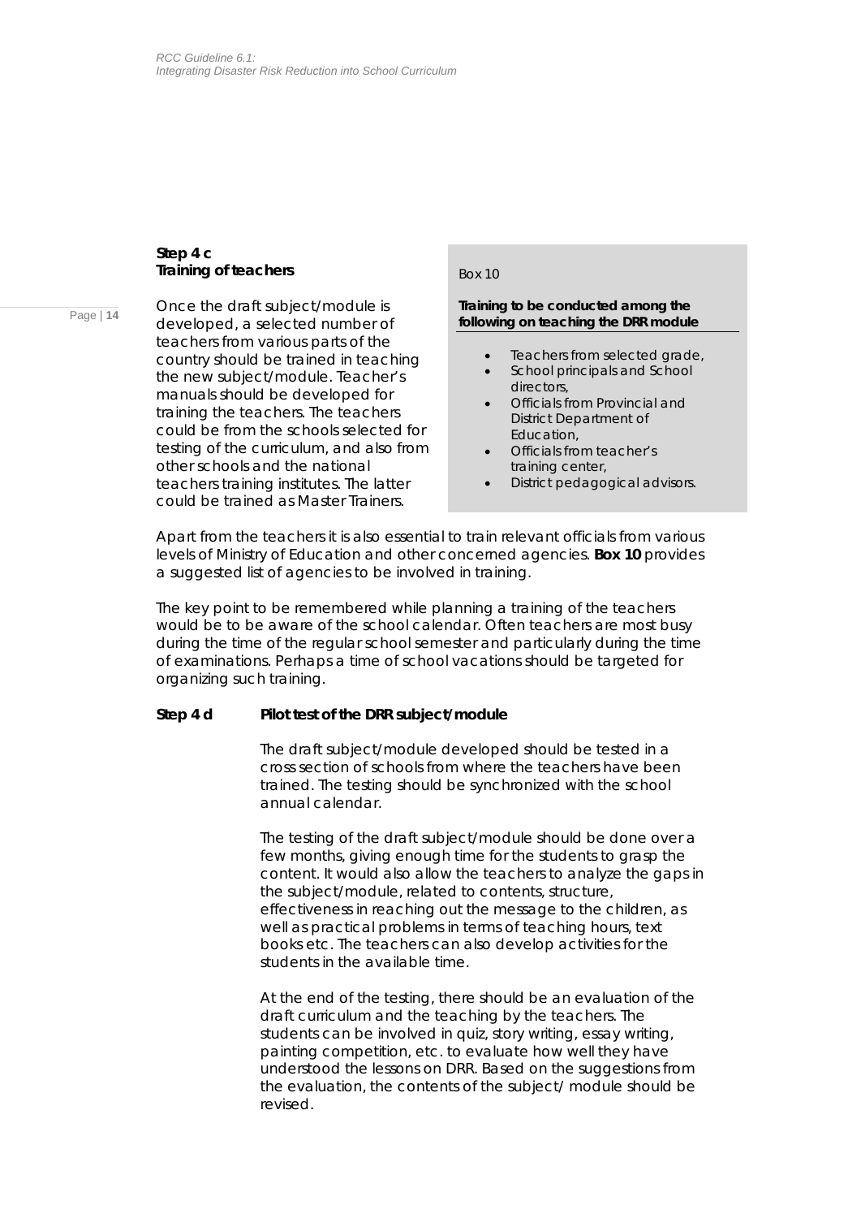**Step 4 c**
**Training of teachers**

Once the draft subject/module is developed, a selected number of teachers from various parts of the country should be trained in teaching the new subject/module. Teacher's manuals should be developed for training the teachers. The teachers could be from the schools selected for testing of the curriculum, and also from other schools and the national teachers training institutes. The latter could be trained as Master Trainers.

> Box 10
>
> **Training to be conducted among the following on teaching the DRR module**
>
> - Teachers from selected grade,
> - School principals and School directors,
> - Officials from Provincial and District Department of Education,
> - Officials from teacher's training center,
> - District pedagogical advisors.

Apart from the teachers it is also essential to train relevant officials from various levels of Ministry of Education and other concerned agencies. **Box 10** provides a suggested list of agencies to be involved in training.

The key point to be remembered while planning a training of the teachers would be to be aware of the school calendar. Often teachers are most busy during the time of the regular school semester and particularly during the time of examinations. Perhaps a time of school vacations should be targeted for organizing such training.

**Step 4 d Pilot test of the DRR subject/module**

The draft subject/module developed should be tested in a cross section of schools from where the teachers have been trained. The testing should be synchronized with the school annual calendar.

The testing of the draft subject/module should be done over a few months, giving enough time for the students to grasp the content. It would also allow the teachers to analyze the gaps in the subject/module, related to contents, structure, effectiveness in reaching out the message to the children, as well as practical problems in terms of teaching hours, text books etc. The teachers can also develop activities for the students in the available time.

At the end of the testing, there should be an evaluation of the draft curriculum and the teaching by the teachers. The students can be involved in quiz, story writing, essay writing, painting competition, etc. to evaluate how well they have understood the lessons on DRR. Based on the suggestions from the evaluation, the contents of the subject/ module should be revised.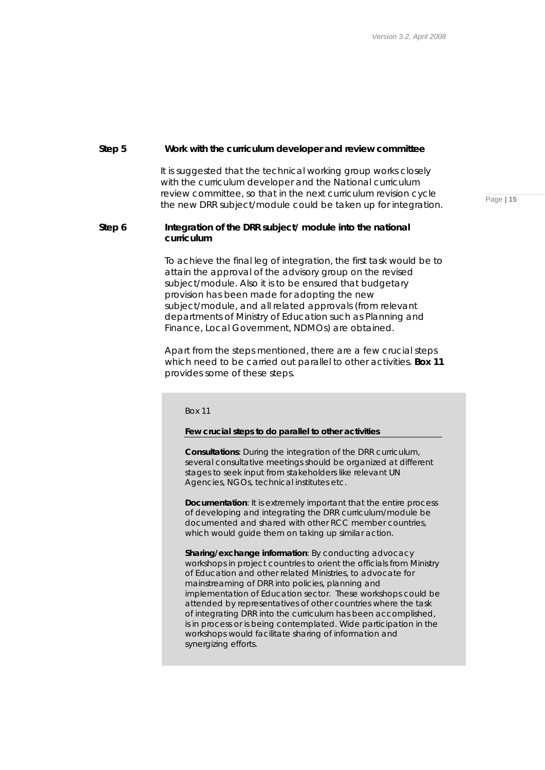### Step 5 — Work with the curriculum developer and review committee

It is suggested that the technical working group works closely with the curriculum developer and the National curriculum review committee, so that in the next curriculum revision cycle the new DRR subject/module could be taken up for integration.

### Step 6 — Integration of the DRR subject/ module into the national curriculum

To achieve the final leg of integration, the first task would be to attain the approval of the advisory group on the revised subject/module. Also it is to be ensured that budgetary provision has been made for adopting the new subject/module, and all related approvals (from relevant departments of Ministry of Education such as Planning and Finance, Local Government, NDMOs) are obtained.

Apart from the steps mentioned, there are a few crucial steps which need to be carried out parallel to other activities. **Box 11** provides some of these steps.

> Box 11
>
> **Few crucial steps to do parallel to other activities**
>
> **Consultations**: During the integration of the DRR curriculum, several consultative meetings should be organized at different stages to seek input from stakeholders like relevant UN Agencies, NGOs, technical institutes etc.
>
> **Documentation**: It is extremely important that the entire process of developing and integrating the DRR curriculum/module be documented and shared with other RCC member countries, which would guide them on taking up similar action.
>
> **Sharing/exchange information**: By conducting advocacy workshops in project countries to orient the officials from Ministry of Education and other related Ministries, to advocate for mainstreaming of DRR into policies, planning and implementation of Education sector. These workshops could be attended by representatives of other countries where the task of integrating DRR into the curriculum has been accomplished, is in process or is being contemplated. Wide participation in the workshops would facilitate sharing of information and synergizing efforts.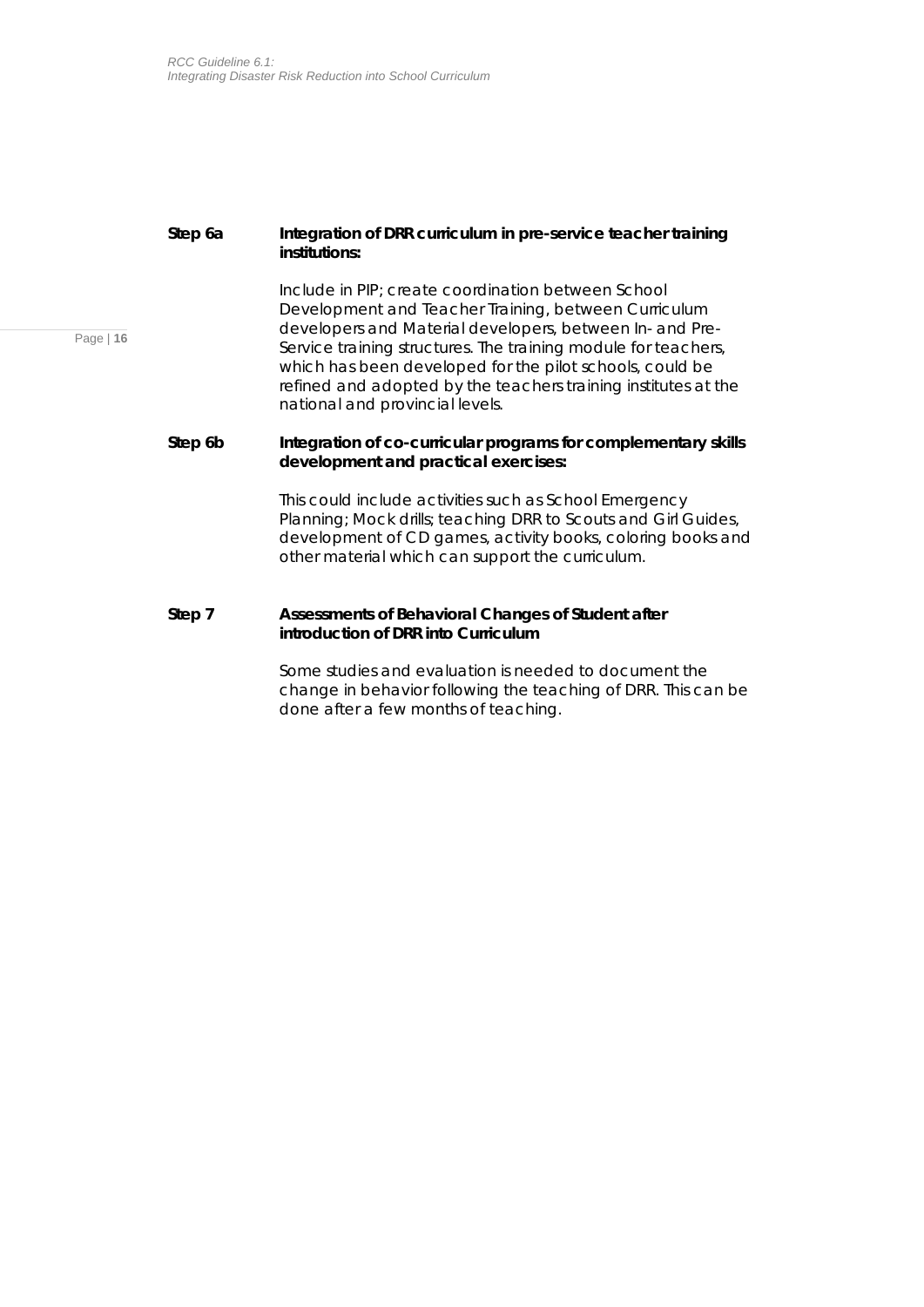**Step 6a** **Integration of DRR curriculum in pre-service teacher training institutions:**

Include in PIP; create coordination between School Development and Teacher Training, between Curriculum developers and Material developers, between In- and Pre-Service training structures. The training module for teachers, which has been developed for the pilot schools, could be refined and adopted by the teachers training institutes at the national and provincial levels.

**Step 6b** **Integration of co-curricular programs for complementary skills development and practical exercises:**

This could include activities such as School Emergency Planning; Mock drills; teaching DRR to Scouts and Girl Guides, development of CD games, activity books, coloring books and other material which can support the curriculum.

**Step 7** **Assessments of Behavioral Changes of Student after introduction of DRR into Curriculum**

Some studies and evaluation is needed to document the change in behavior following the teaching of DRR. This can be done after a few months of teaching.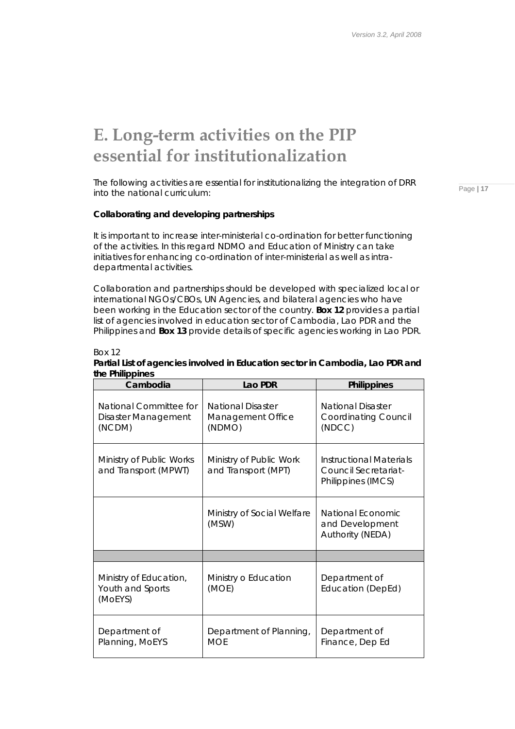# E. Long-term activities on the PIP essential for institutionalization

The following activities are essential for institutionalizing the integration of DRR into the national curriculum:

**Collaborating and developing partnerships**

It is important to increase inter-ministerial co-ordination for better functioning of the activities. In this regard NDMO and Education of Ministry can take initiatives for enhancing co-ordination of inter-ministerial as well as intra-departmental activities.

Collaboration and partnerships should be developed with specialized local or international NGOs/CBOs, UN Agencies, and bilateral agencies who have been working in the Education sector of the country. **Box 12** provides a partial list of agencies involved in education sector of Cambodia, Lao PDR and the Philippines and **Box 13** provide details of specific agencies working in Lao PDR.

Box 12

**Partial List of agencies involved in Education sector in Cambodia, Lao PDR and the Philippines**

| Cambodia | Lao PDR | Philippines |
|---|---|---|
| National Committee for Disaster Management (NCDM) | National Disaster Management Office (NDMO) | National Disaster Coordinating Council (NDCC) |
| Ministry of Public Works and Transport (MPWT) | Ministry of Public Work and Transport (MPT) | Instructional Materials Council Secretariat-Philippines (IMCS) |
| | Ministry of Social Welfare (MSW) | National Economic and Development Authority (NEDA) |
| | | |
| Ministry of Education, Youth and Sports (MoEYS) | Ministry o Education (MOE) | Department of Education (DepEd) |
| Department of Planning, MoEYS | Department of Planning, MOE | Department of Finance, Dep Ed |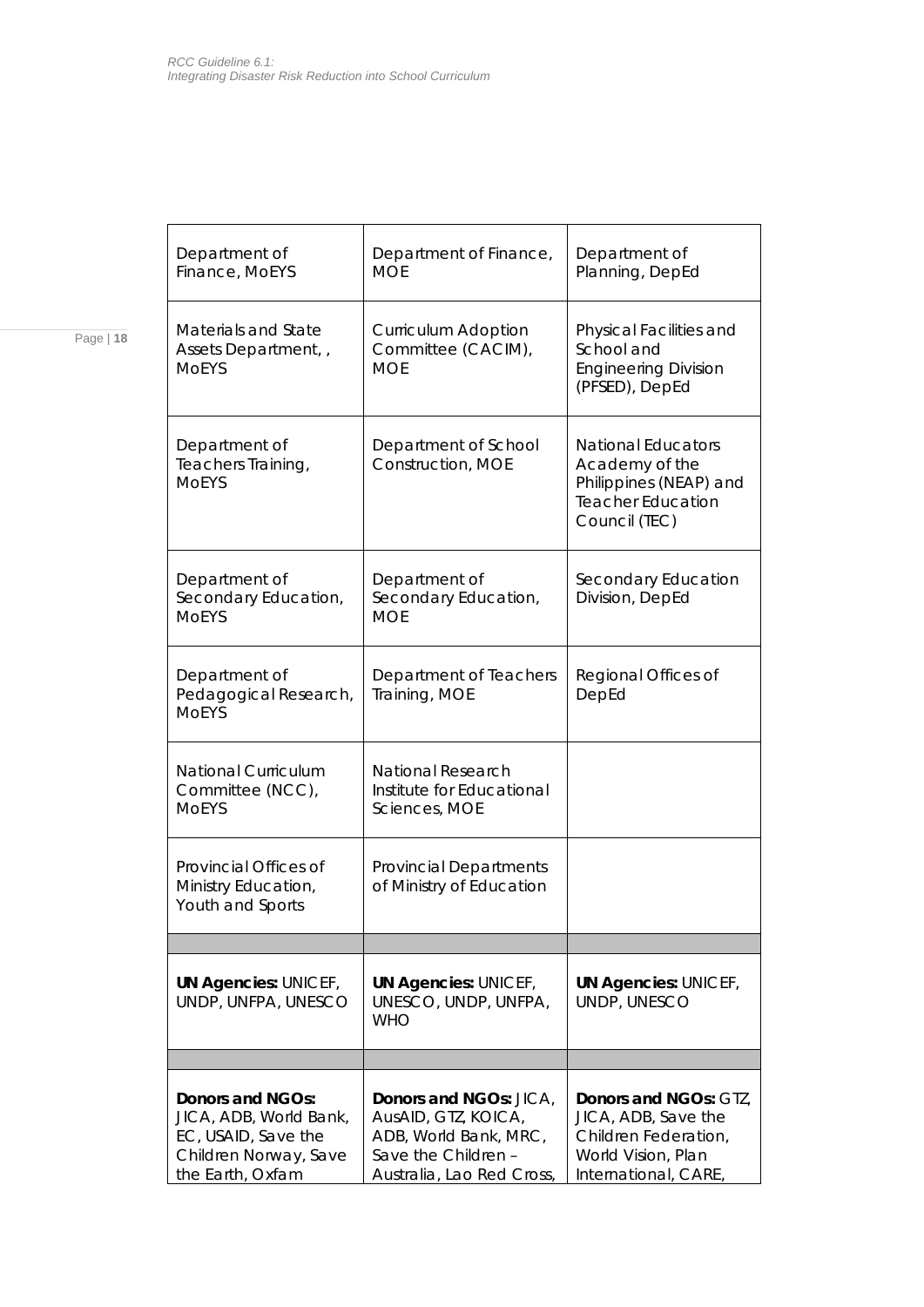| | | |
|---|---|---|
| Department of Finance, MoEYS | Department of Finance, MOE | Department of Planning, DepEd |
| Materials and State Assets Department, , MoEYS | Curriculum Adoption Committee (CACIM), MOE | Physical Facilities and School and Engineering Division (PFSED), DepEd |
| Department of Teachers Training, MoEYS | Department of School Construction, MOE | National Educators Academy of the Philippines (NEAP) and Teacher Education Council (TEC) |
| Department of Secondary Education, MoEYS | Department of Secondary Education, MOE | Secondary Education Division, DepEd |
| Department of Pedagogical Research, MoEYS | Department of Teachers Training, MOE | Regional Offices of DepEd |
| National Curriculum Committee (NCC), MoEYS | National Research Institute for Educational Sciences, MOE | |
| Provincial Offices of Ministry Education, Youth and Sports | Provincial Departments of Ministry of Education | |
| | | |
| **UN Agencies:** UNICEF, UNDP, UNFPA, UNESCO | **UN Agencies:** UNICEF, UNESCO, UNDP, UNFPA, WHO | **UN Agencies:** UNICEF, UNDP, UNESCO |
| | | |
| **Donors and NGOs:** JICA, ADB, World Bank, EC, USAID, Save the Children Norway, Save the Earth, Oxfam | **Donors and NGOs:** JICA, AusAID, GTZ, KOICA, ADB, World Bank, MRC, Save the Children – Australia, Lao Red Cross, | **Donors and NGOs:** GTZ, JICA, ADB, Save the Children Federation, World Vision, Plan International, CARE, |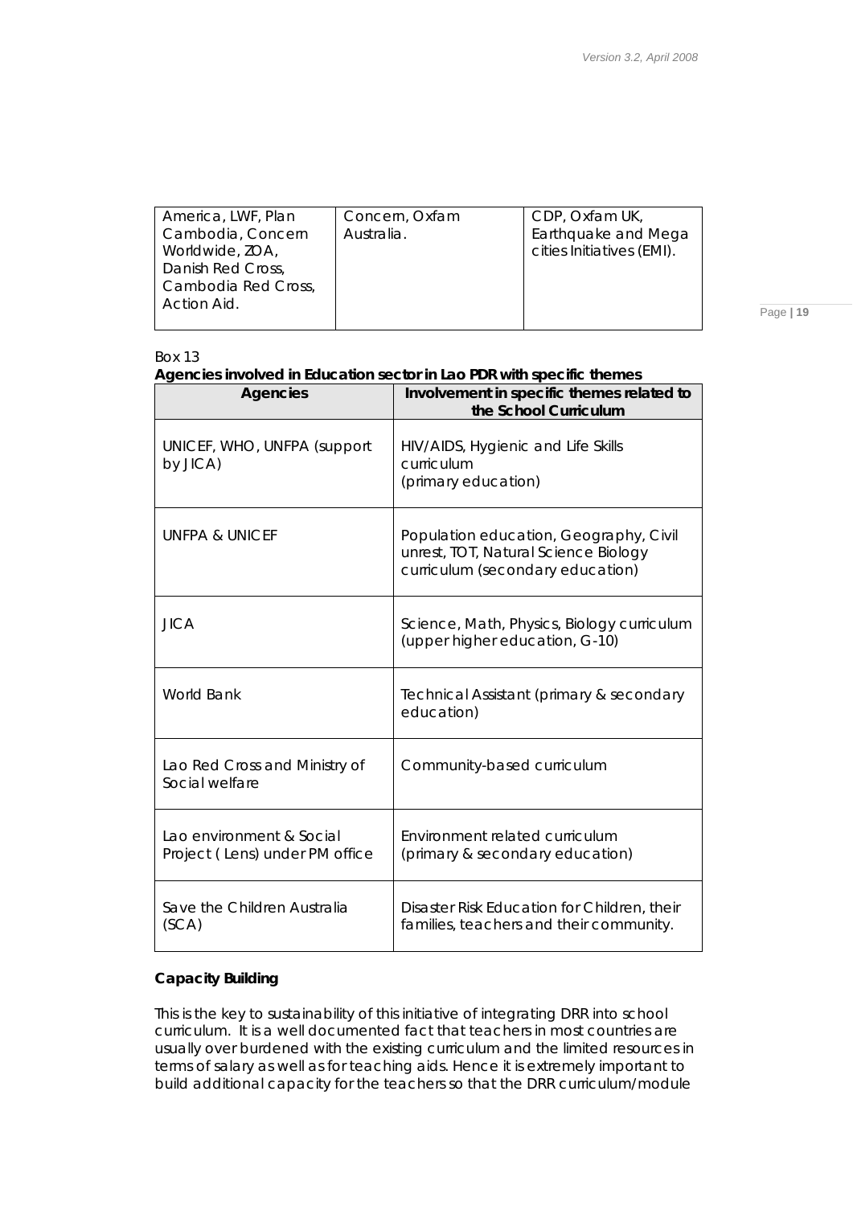| America, LWF, Plan Cambodia, Concern Worldwide, ZOA, Danish Red Cross, Cambodia Red Cross, Action Aid. | Concern, Oxfam Australia. | CDP, Oxfam UK, Earthquake and Mega cities Initiatives (EMI). |
|---|---|---|

Box 13

**Agencies involved in Education sector in Lao PDR with specific themes**

| Agencies | Involvement in specific themes related to the School Curriculum |
|---|---|
| UNICEF, WHO, UNFPA (support by JICA) | HIV/AIDS, Hygienic and Life Skills curriculum (primary education) |
| UNFPA & UNICEF | Population education, Geography, Civil unrest, TOT, Natural Science Biology curriculum (secondary education) |
| JICA | Science, Math, Physics, Biology curriculum (upper higher education, G-10) |
| World Bank | Technical Assistant (primary & secondary education) |
| Lao Red Cross and Ministry of Social welfare | Community-based curriculum |
| Lao environment & Social Project ( Lens) under PM office | Environment related curriculum (primary & secondary education) |
| Save the Children Australia (SCA) | Disaster Risk Education for Children, their families, teachers and their community. |

**Capacity Building**

This is the key to sustainability of this initiative of integrating DRR into school curriculum. It is a well documented fact that teachers in most countries are usually over burdened with the existing curriculum and the limited resources in terms of salary as well as for teaching aids. Hence it is extremely important to build additional capacity for the teachers so that the DRR curriculum/module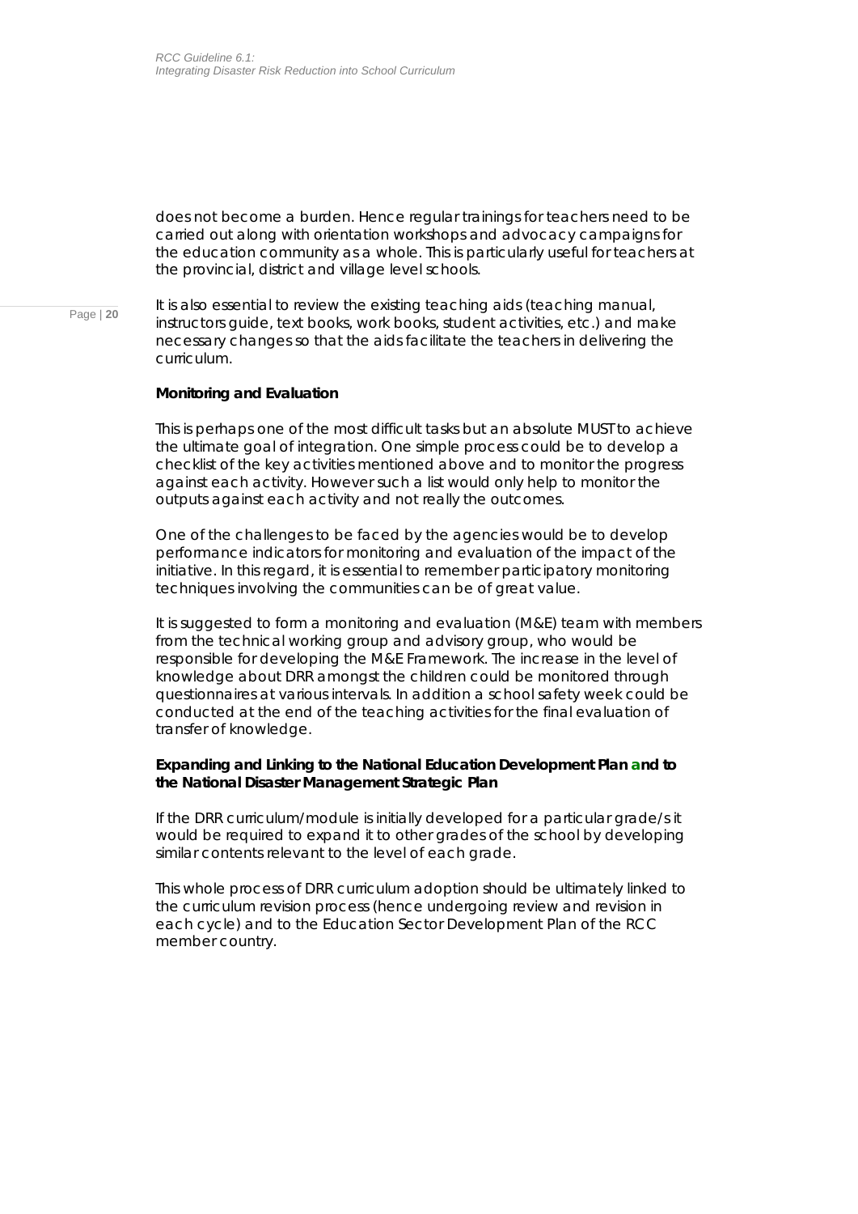does not become a burden. Hence regular trainings for teachers need to be carried out along with orientation workshops and advocacy campaigns for the education community as a whole. This is particularly useful for teachers at the provincial, district and village level schools.

It is also essential to review the existing teaching aids (teaching manual, instructors guide, text books, work books, student activities, etc.) and make necessary changes so that the aids facilitate the teachers in delivering the curriculum.

**Monitoring and Evaluation**

This is perhaps one of the most difficult tasks but an absolute MUST to achieve the ultimate goal of integration. One simple process could be to develop a checklist of the key activities mentioned above and to monitor the progress against each activity. However such a list would only help to monitor the outputs against each activity and not really the outcomes.

One of the challenges to be faced by the agencies would be to develop performance indicators for monitoring and evaluation of the impact of the initiative. In this regard, it is essential to remember participatory monitoring techniques involving the communities can be of great value.

It is suggested to form a monitoring and evaluation (M&E) team with members from the technical working group and advisory group, who would be responsible for developing the M&E Framework. The increase in the level of knowledge about DRR amongst the children could be monitored through questionnaires at various intervals. In addition a school safety week could be conducted at the end of the teaching activities for the final evaluation of transfer of knowledge.

**Expanding and Linking to the National Education Development Plan and to the National Disaster Management Strategic Plan**

If the DRR curriculum/module is initially developed for a particular grade/s it would be required to expand it to other grades of the school by developing similar contents relevant to the level of each grade.

This whole process of DRR curriculum adoption should be ultimately linked to the curriculum revision process (hence undergoing review and revision in each cycle) and to the Education Sector Development Plan of the RCC member country.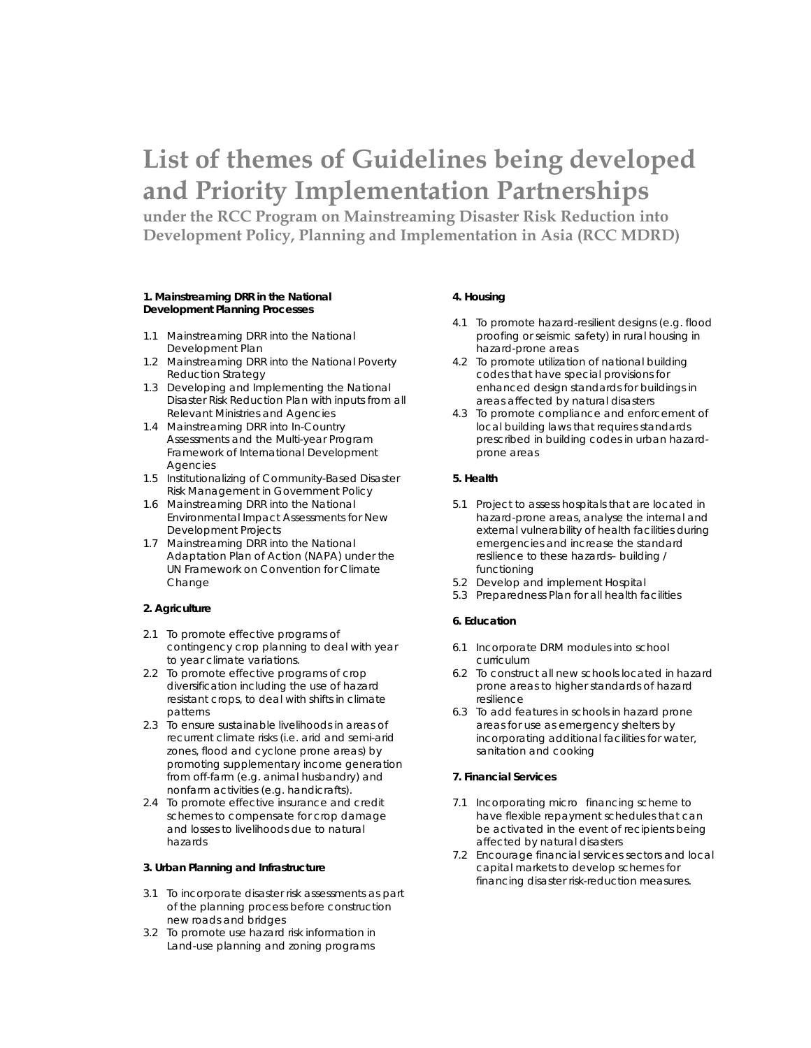# List of themes of Guidelines being developed and Priority Implementation Partnerships

## under the RCC Program on Mainstreaming Disaster Risk Reduction into Development Policy, Planning and Implementation in Asia (RCC MDRD)

**1. Mainstreaming DRR in the National Development Planning Processes**

1.1 Mainstreaming DRR into the National Development Plan
1.2 Mainstreaming DRR into the National Poverty Reduction Strategy
1.3 Developing and Implementing the National Disaster Risk Reduction Plan with inputs from all Relevant Ministries and Agencies
1.4 Mainstreaming DRR into In-Country Assessments and the Multi-year Program Framework of International Development Agencies
1.5 Institutionalizing of Community-Based Disaster Risk Management in Government Policy
1.6 Mainstreaming DRR into the National Environmental Impact Assessments for New Development Projects
1.7 Mainstreaming DRR into the National Adaptation Plan of Action (NAPA) under the UN Framework on Convention for Climate Change

**2. Agriculture**

2.1 To promote effective programs of contingency crop planning to deal with year to year climate variations.
2.2 To promote effective programs of crop diversification including the use of hazard resistant crops, to deal with shifts in climate patterns
2.3 To ensure sustainable livelihoods in areas of recurrent climate risks (i.e. arid and semi-arid zones, flood and cyclone prone areas) by promoting supplementary income generation from off-farm (e.g. animal husbandry) and nonfarm activities (e.g. handicrafts).
2.4 To promote effective insurance and credit schemes to compensate for crop damage and losses to livelihoods due to natural hazards

**3. Urban Planning and Infrastructure**

3.1 To incorporate disaster risk assessments as part of the planning process before construction new roads and bridges
3.2 To promote use hazard risk information in Land-use planning and zoning programs

**4. Housing**

4.1 To promote hazard-resilient designs (e.g. flood proofing or seismic safety) in rural housing in hazard-prone areas
4.2 To promote utilization of national building codes that have special provisions for enhanced design standards for buildings in areas affected by natural disasters
4.3 To promote compliance and enforcement of local building laws that requires standards prescribed in building codes in urban hazard-prone areas

**5. Health**

5.1 Project to assess hospitals that are located in hazard-prone areas, analyse the internal and external vulnerability of health facilities during emergencies and increase the standard resilience to these hazards– building / functioning
5.2 Develop and implement Hospital
5.3 Preparedness Plan for all health facilities

**6. Education**

6.1 Incorporate DRM modules into school curriculum
6.2 To construct all new schools located in hazard prone areas to higher standards of hazard resilience
6.3 To add features in schools in hazard prone areas for use as emergency shelters by incorporating additional facilities for water, sanitation and cooking

**7. Financial Services**

7.1 Incorporating micro financing scheme to have flexible repayment schedules that can be activated in the event of recipients being affected by natural disasters
7.2 Encourage financial services sectors and local capital markets to develop schemes for financing disaster risk-reduction measures.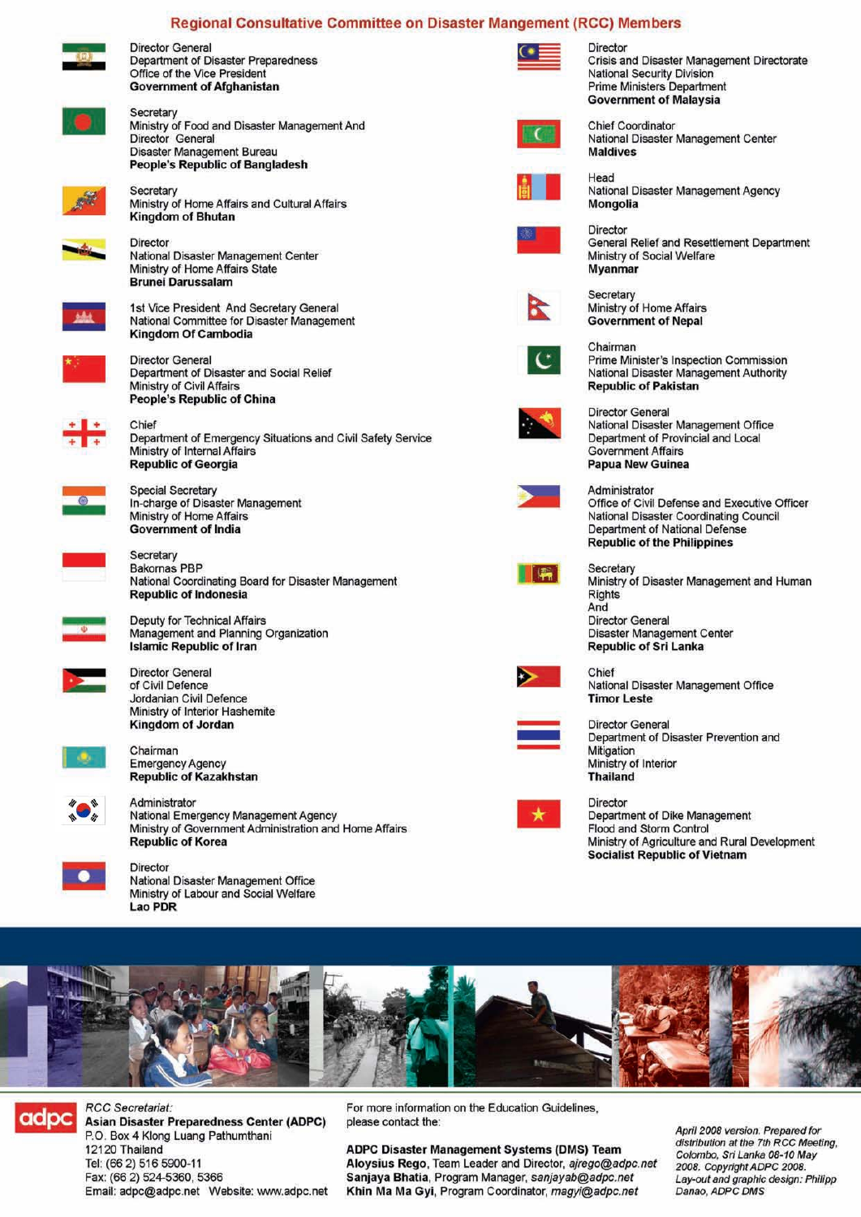## Regional Consultative Committee on Disaster Mangement (RCC) Members

Director General
Department of Disaster Preparedness
Office of the Vice President
**Government of Afghanistan**

Secretary
Ministry of Food and Disaster Management And
Director General
Disaster Management Bureau
**People's Republic of Bangladesh**

Secretary
Ministry of Home Affairs and Cultural Affairs
**Kingdom of Bhutan**

Director
National Disaster Management Center
Ministry of Home Affairs State
**Brunei Darussalam**

1st Vice President And Secretary General
National Committee for Disaster Management
**Kingdom Of Cambodia**

Director General
Department of Disaster and Social Relief
Ministry of Civil Affairs
**People's Republic of China**

Chief
Department of Emergency Situations and Civil Safety Service
Ministry of Internal Affairs
**Republic of Georgia**

Special Secretary
In-charge of Disaster Management
Ministry of Home Affairs
**Government of India**

Secretary
Bakornas PBP
National Coordinating Board for Disaster Management
**Republic of Indonesia**

Deputy for Technical Affairs
Management and Planning Organization
**Islamic Republic of Iran**

Director General
of Civil Defence
Jordanian Civil Defence
Ministry of Interior Hashemite
**Kingdom of Jordan**

Chairman
Emergency Agency
**Republic of Kazakhstan**

Administrator
National Emergency Management Agency
Ministry of Government Administration and Home Affairs
**Republic of Korea**

Director
National Disaster Management Office
Ministry of Labour and Social Welfare
**Lao PDR**

Director
Crisis and Disaster Management Directorate
National Security Division
Prime Ministers Department
**Government of Malaysia**

Chief Coordinator
National Disaster Management Center
**Maldives**

Head
National Disaster Management Agency
**Mongolia**

Director
General Relief and Resettlement Department
Ministry of Social Welfare
**Myanmar**

Secretary
Ministry of Home Affairs
**Government of Nepal**

Chairman
Prime Minister's Inspection Commission
National Disaster Management Authority
**Republic of Pakistan**

Director General
National Disaster Management Office
Department of Provincial and Local
Government Affairs
**Papua New Guinea**

Administrator
Office of Civil Defense and Executive Officer
National Disaster Coordinating Council
Department of National Defense
**Republic of the Philippines**

Secretary
Ministry of Disaster Management and Human Rights
And
Director General
Disaster Management Center
**Republic of Sri Lanka**

Chief
National Disaster Management Office
**Timor Leste**

Director General
Department of Disaster Prevention and Mitigation
Ministry of Interior
**Thailand**

Director
Department of Dike Management
Flood and Storm Control
Ministry of Agriculture and Rural Development
**Socialist Republic of Vietnam**

adpc

*RCC Secretariat:*
**Asian Disaster Preparedness Center (ADPC)**
P.O. Box 4 Klong Luang Pathumthani
12120 Thailand
Tel: (66 2) 516 5900-11
Fax: (66 2) 524-5360, 5366
Email: adpc@adpc.net Website: www.adpc.net

For more information on the Education Guidelines, please contact the:

**ADPC Disaster Management Systems (DMS) Team**
**Aloysius Rego**, Team Leader and Director, *ajrego@adpc.net*
**Sanjaya Bhatia**, Program Manager, *sanjayab@adpc.net*
**Khin Ma Ma Gyi**, Program Coordinator, *magyi@adpc.net*

*April 2008 version. Prepared for distribution at the 7th RCC Meeting, Colombo, Sri Lanka 06-10 May 2008. Copyright ADPC 2008. Lay-out and graphic design: Philipp Danao, ADPC DMS*